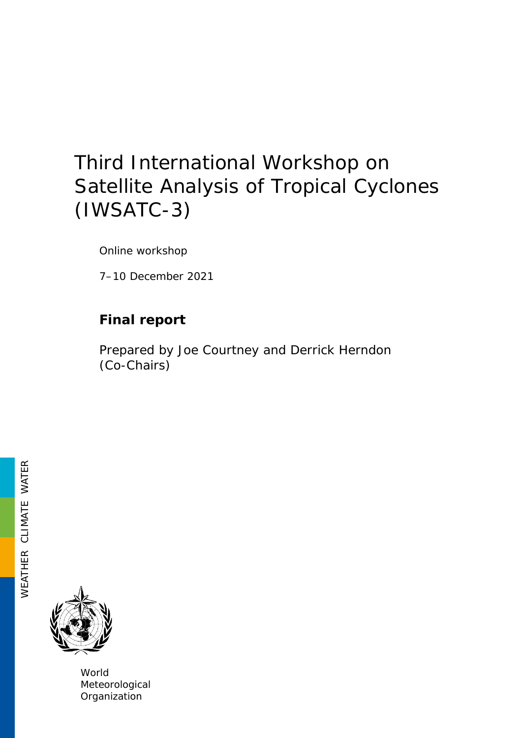# Third International Workshop on Satellite Analysis of Tropical Cyclones (IWSATC-3)

Online workshop

7–10 December 2021

**Final report**

Prepared by Joe Courtney and Derrick Herndon (Co-Chairs)

WEATHER CLIMATE WATER

World Meteorological Organization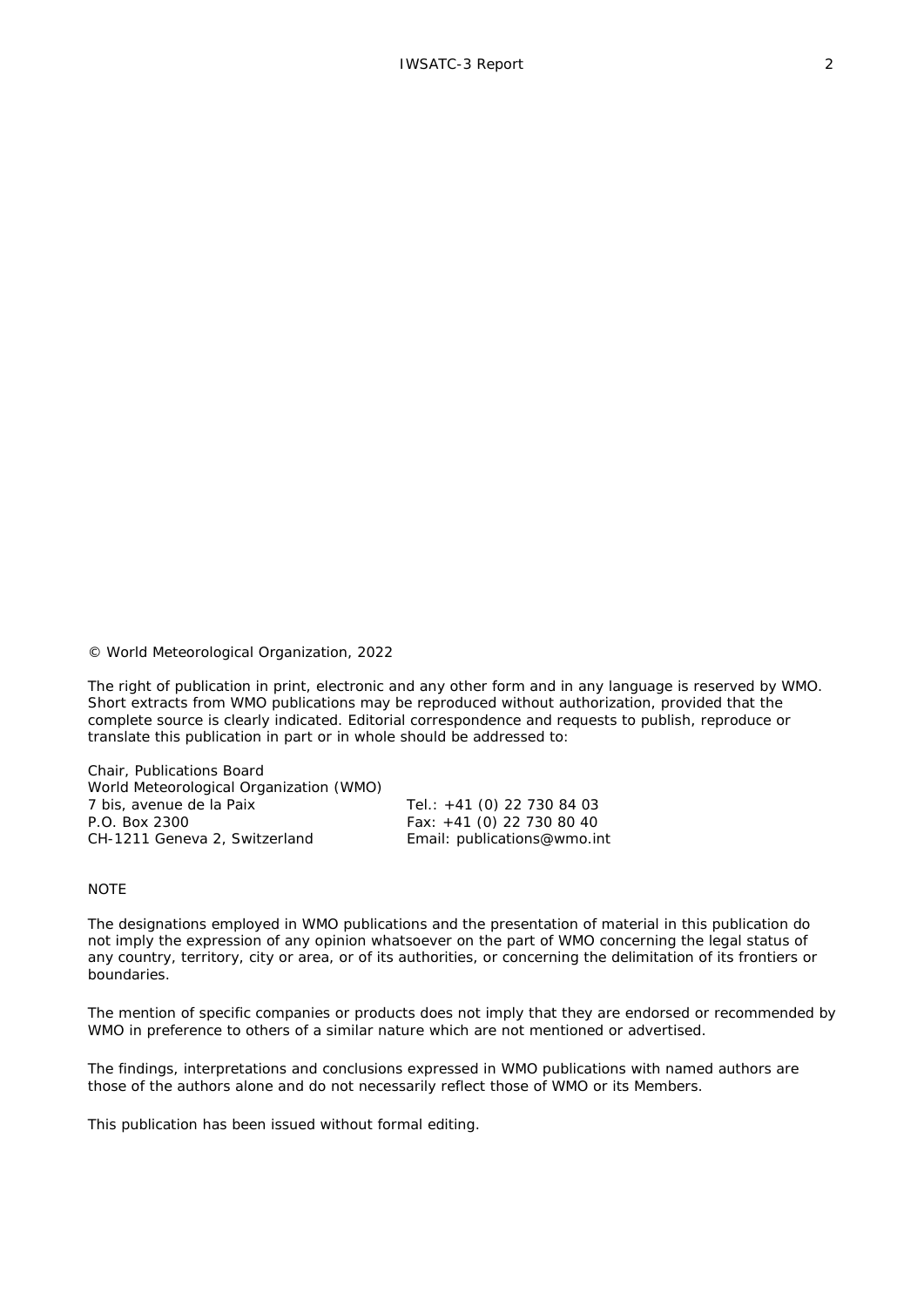© World Meteorological Organization, 2022

The right of publication in print, electronic and any other form and in any language is reserved by WMO. Short extracts from WMO publications may be reproduced without authorization, provided that the complete source is clearly indicated. Editorial correspondence and requests to publish, reproduce or translate this publication in part or in whole should be addressed to:

Chair, Publications Board
World Meteorological Organization (WMO)
7 bis, avenue de la Paix
P.O. Box 2300
CH-1211 Geneva 2, Switzerland

Tel.: +41 (0) 22 730 84 03
Fax: +41 (0) 22 730 80 40
Email: publications@wmo.int

NOTE

The designations employed in WMO publications and the presentation of material in this publication do not imply the expression of any opinion whatsoever on the part of WMO concerning the legal status of any country, territory, city or area, or of its authorities, or concerning the delimitation of its frontiers or boundaries.

The mention of specific companies or products does not imply that they are endorsed or recommended by WMO in preference to others of a similar nature which are not mentioned or advertised.

The findings, interpretations and conclusions expressed in WMO publications with named authors are those of the authors alone and do not necessarily reflect those of WMO or its Members.

This publication has been issued without formal editing.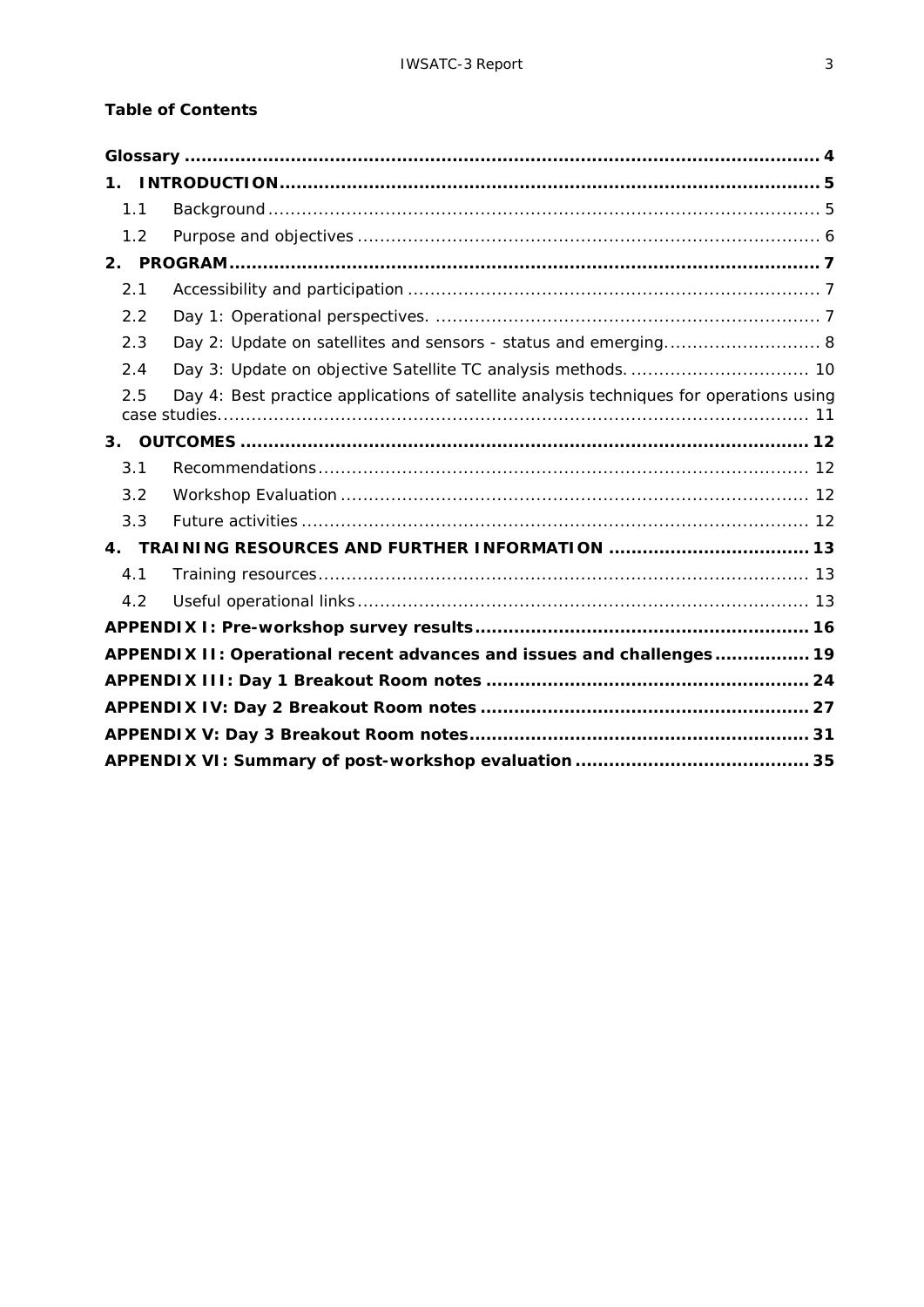**Table of Contents**

**Glossary** ........................................................................................................... **4**

**1. INTRODUCTION** ............................................................................................. **5**

1.1 Background ................................................................................................ 5

1.2 Purpose and objectives ................................................................................ 6

**2. PROGRAM** ....................................................................................................... **7**

2.1 Accessibility and participation ....................................................................... 7

2.2 Day 1: Operational perspectives. .................................................................. 7

2.3 Day 2: Update on satellites and sensors - status and emerging........................... 8

2.4 Day 3: Update on objective Satellite TC analysis methods. ................................ 10

2.5 Day 4: Best practice applications of satellite analysis techniques for operations using case studies.......................................................................................................... 11

**3. OUTCOMES** ..................................................................................................... **12**

3.1 Recommendations ....................................................................................... 12

3.2 Workshop Evaluation ................................................................................... 12

3.3 Future activities .......................................................................................... 12

**4. TRAINING RESOURCES AND FURTHER INFORMATION** ................................... **13**

4.1 Training resources ....................................................................................... 13

4.2 Useful operational links ................................................................................ 13

**APPENDIX I: Pre-workshop survey results** ........................................................... **16**

**APPENDIX II: Operational recent advances and issues and challenges** ................. **19**

**APPENDIX III: Day 1 Breakout Room notes** ......................................................... **24**

**APPENDIX IV: Day 2 Breakout Room notes** .......................................................... **27**

**APPENDIX V: Day 3 Breakout Room notes** ........................................................... **31**

**APPENDIX VI: Summary of post-workshop evaluation** ......................................... **35**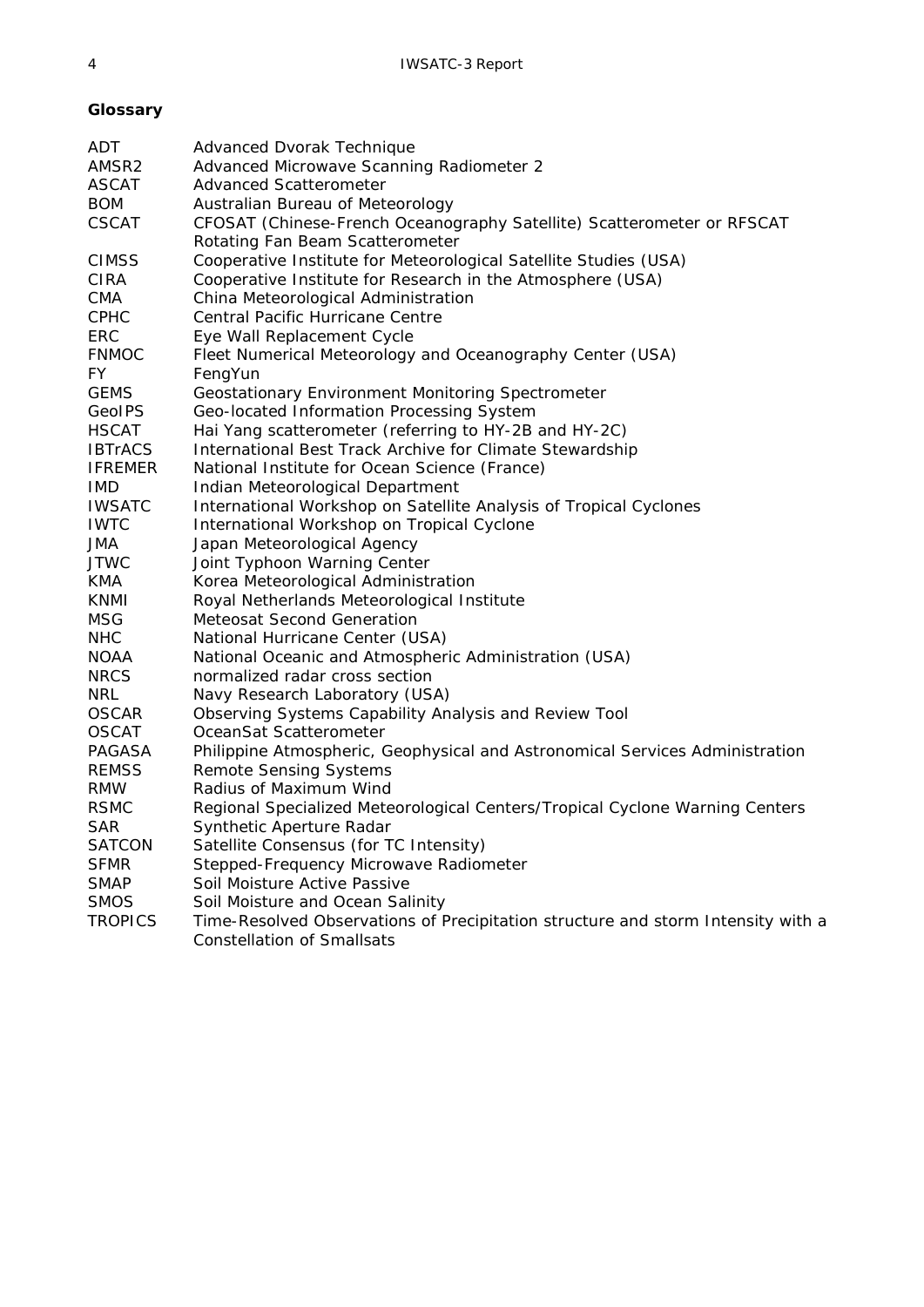## Glossary

| | |
|---|---|
| ADT | Advanced Dvorak Technique |
| AMSR2 | Advanced Microwave Scanning Radiometer 2 |
| ASCAT | Advanced Scatterometer |
| BOM | Australian Bureau of Meteorology |
| CSCAT | CFOSAT (Chinese-French Oceanography Satellite) Scatterometer or RFSCAT Rotating Fan Beam Scatterometer |
| CIMSS | Cooperative Institute for Meteorological Satellite Studies (USA) |
| CIRA | Cooperative Institute for Research in the Atmosphere (USA) |
| CMA | China Meteorological Administration |
| CPHC | Central Pacific Hurricane Centre |
| ERC | Eye Wall Replacement Cycle |
| FNMOC | Fleet Numerical Meteorology and Oceanography Center (USA) |
| FY | FengYun |
| GEMS | Geostationary Environment Monitoring Spectrometer |
| GeoIPS | Geo-located Information Processing System |
| HSCAT | Hai Yang scatterometer (referring to HY-2B and HY-2C) |
| IBTrACS | International Best Track Archive for Climate Stewardship |
| IFREMER | National Institute for Ocean Science (France) |
| IMD | Indian Meteorological Department |
| IWSATC | International Workshop on Satellite Analysis of Tropical Cyclones |
| IWTC | International Workshop on Tropical Cyclone |
| JMA | Japan Meteorological Agency |
| JTWC | Joint Typhoon Warning Center |
| KMA | Korea Meteorological Administration |
| KNMI | Royal Netherlands Meteorological Institute |
| MSG | Meteosat Second Generation |
| NHC | National Hurricane Center (USA) |
| NOAA | National Oceanic and Atmospheric Administration (USA) |
| NRCS | normalized radar cross section |
| NRL | Navy Research Laboratory (USA) |
| OSCAR | Observing Systems Capability Analysis and Review Tool |
| OSCAT | OceanSat Scatterometer |
| PAGASA | Philippine Atmospheric, Geophysical and Astronomical Services Administration |
| REMSS | Remote Sensing Systems |
| RMW | Radius of Maximum Wind |
| RSMC | Regional Specialized Meteorological Centers/Tropical Cyclone Warning Centers |
| SAR | Synthetic Aperture Radar |
| SATCON | Satellite Consensus (for TC Intensity) |
| SFMR | Stepped-Frequency Microwave Radiometer |
| SMAP | Soil Moisture Active Passive |
| SMOS | Soil Moisture and Ocean Salinity |
| TROPICS | Time-Resolved Observations of Precipitation structure and storm Intensity with a Constellation of Smallsats |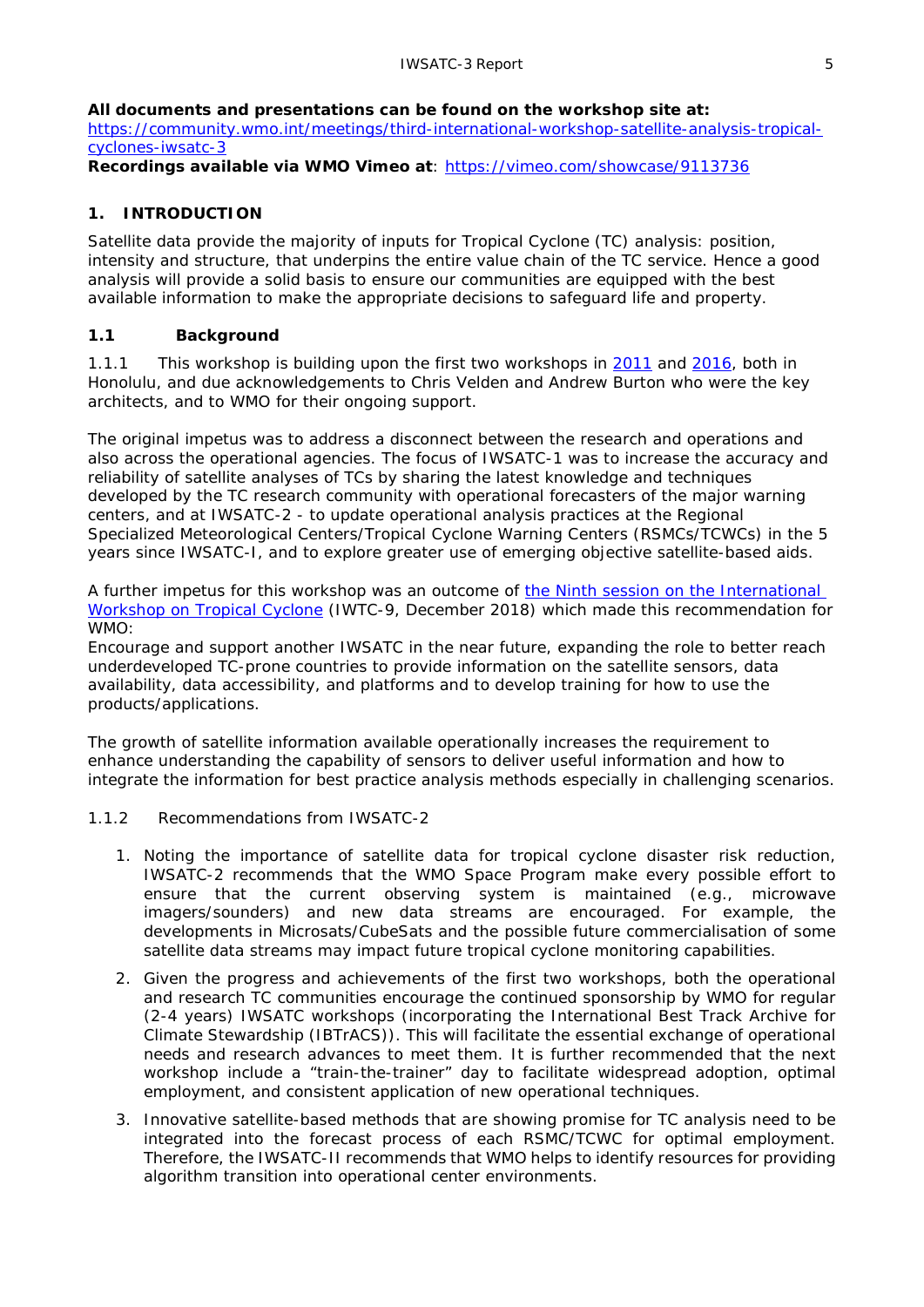**All documents and presentations can be found on the workshop site at:**
[https://community.wmo.int/meetings/third-international-workshop-satellite-analysis-tropical-cyclones-iwsatc-3](https://community.wmo.int/meetings/third-international-workshop-satellite-analysis-tropical-cyclones-iwsatc-3)
**Recordings available via WMO Vimeo at**: [https://vimeo.com/showcase/9113736](https://vimeo.com/showcase/9113736)

## 1. INTRODUCTION

Satellite data provide the majority of inputs for Tropical Cyclone (TC) analysis: position, intensity and structure, that underpins the entire value chain of the TC service. Hence a good analysis will provide a solid basis to ensure our communities are equipped with the best available information to make the appropriate decisions to safeguard life and property.

### 1.1 Background

1.1.1 This workshop is building upon the first two workshops in 2011 and 2016, both in Honolulu, and due acknowledgements to Chris Velden and Andrew Burton who were the key architects, and to WMO for their ongoing support.

The original impetus was to address a disconnect between the research and operations and also across the operational agencies. The focus of IWSATC-1 was to increase the accuracy and reliability of satellite analyses of TCs by sharing the latest knowledge and techniques developed by the TC research community with operational forecasters of the major warning centers, and at IWSATC-2 - to update operational analysis practices at the Regional Specialized Meteorological Centers/Tropical Cyclone Warning Centers (RSMCs/TCWCs) in the 5 years since IWSATC-I, and to explore greater use of emerging objective satellite-based aids.

A further impetus for this workshop was an outcome of the Ninth session on the International Workshop on Tropical Cyclone (IWTC-9, December 2018) which made this recommendation for WMO:
Encourage and support another IWSATC in the near future, expanding the role to better reach underdeveloped TC-prone countries to provide information on the satellite sensors, data availability, data accessibility, and platforms and to develop training for how to use the products/applications.

The growth of satellite information available operationally increases the requirement to enhance understanding the capability of sensors to deliver useful information and how to integrate the information for best practice analysis methods especially in challenging scenarios.

1.1.2 Recommendations from IWSATC-2

1. Noting the importance of satellite data for tropical cyclone disaster risk reduction, IWSATC-2 recommends that the WMO Space Program make every possible effort to ensure that the current observing system is maintained (e.g., microwave imagers/sounders) and new data streams are encouraged. For example, the developments in Microsats/CubeSats and the possible future commercialisation of some satellite data streams may impact future tropical cyclone monitoring capabilities.
2. Given the progress and achievements of the first two workshops, both the operational and research TC communities encourage the continued sponsorship by WMO for regular (2-4 years) IWSATC workshops (incorporating the International Best Track Archive for Climate Stewardship (IBTrACS)). This will facilitate the essential exchange of operational needs and research advances to meet them. It is further recommended that the next workshop include a "train-the-trainer" day to facilitate widespread adoption, optimal employment, and consistent application of new operational techniques.
3. Innovative satellite-based methods that are showing promise for TC analysis need to be integrated into the forecast process of each RSMC/TCWC for optimal employment. Therefore, the IWSATC-II recommends that WMO helps to identify resources for providing algorithm transition into operational center environments.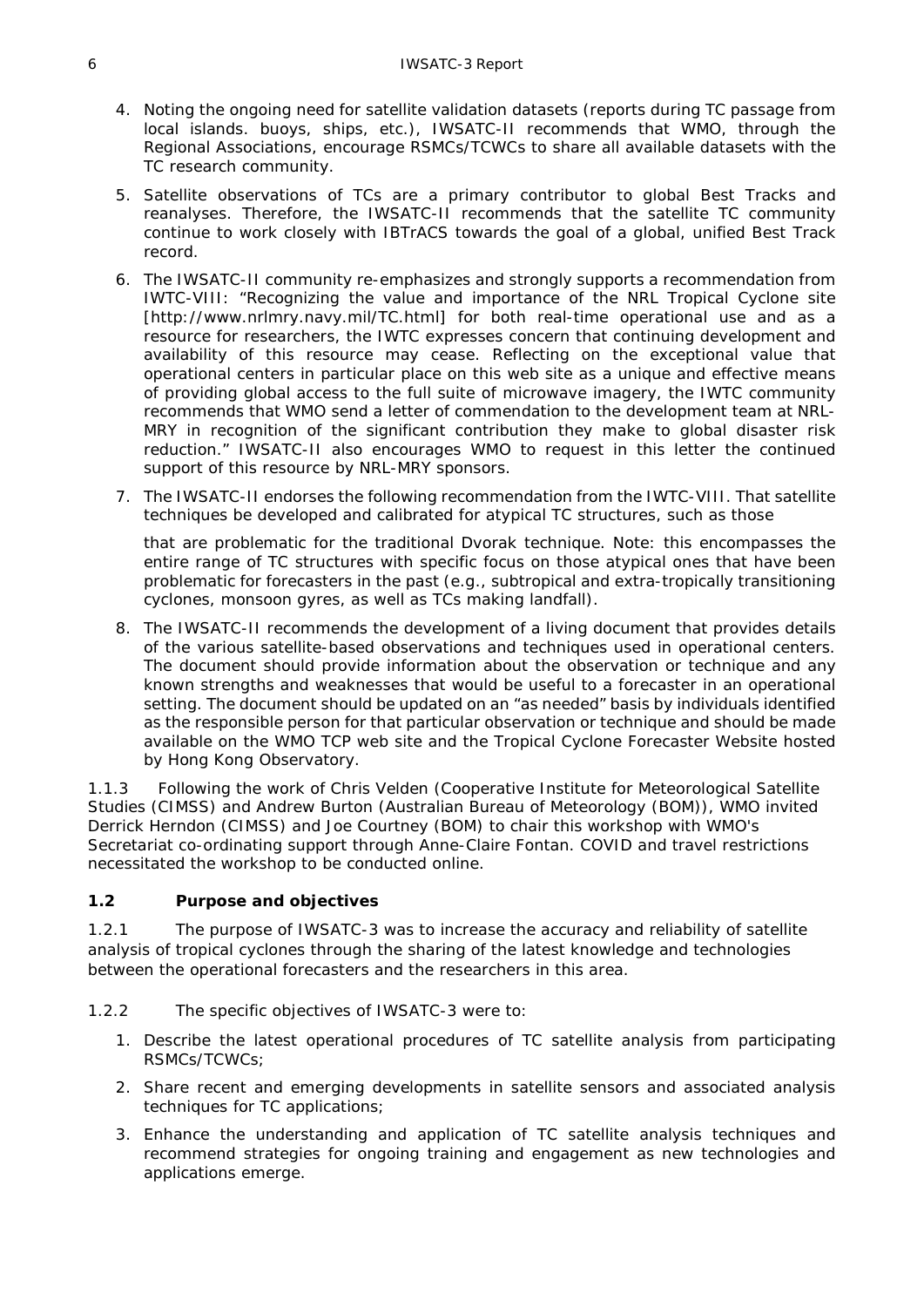4. Noting the ongoing need for satellite validation datasets (reports during TC passage from local islands. buoys, ships, etc.), IWSATC-II recommends that WMO, through the Regional Associations, encourage RSMCs/TCWCs to share all available datasets with the TC research community.

5. Satellite observations of TCs are a primary contributor to global Best Tracks and reanalyses. Therefore, the IWSATC-II recommends that the satellite TC community continue to work closely with IBTrACS towards the goal of a global, unified Best Track record.

6. The IWSATC-II community re-emphasizes and strongly supports a recommendation from IWTC-VIII: "Recognizing the value and importance of the NRL Tropical Cyclone site [http://www.nrlmry.navy.mil/TC.html] for both real-time operational use and as a resource for researchers, the IWTC expresses concern that continuing development and availability of this resource may cease. Reflecting on the exceptional value that operational centers in particular place on this web site as a unique and effective means of providing global access to the full suite of microwave imagery, the IWTC community recommends that WMO send a letter of commendation to the development team at NRL-MRY in recognition of the significant contribution they make to global disaster risk reduction." IWSATC-II also encourages WMO to request in this letter the continued support of this resource by NRL-MRY sponsors.

7. The IWSATC-II endorses the following recommendation from the IWTC-VIII. That satellite techniques be developed and calibrated for atypical TC structures, such as those

   that are problematic for the traditional Dvorak technique. Note: this encompasses the entire range of TC structures with specific focus on those atypical ones that have been problematic for forecasters in the past (e.g., subtropical and extra-tropically transitioning cyclones, monsoon gyres, as well as TCs making landfall).

8. The IWSATC-II recommends the development of a living document that provides details of the various satellite-based observations and techniques used in operational centers. The document should provide information about the observation or technique and any known strengths and weaknesses that would be useful to a forecaster in an operational setting. The document should be updated on an "as needed" basis by individuals identified as the responsible person for that particular observation or technique and should be made available on the WMO TCP web site and the Tropical Cyclone Forecaster Website hosted by Hong Kong Observatory.

1.1.3 Following the work of Chris Velden (Cooperative Institute for Meteorological Satellite Studies (CIMSS) and Andrew Burton (Australian Bureau of Meteorology (BOM)), WMO invited Derrick Herndon (CIMSS) and Joe Courtney (BOM) to chair this workshop with WMO's Secretariat co-ordinating support through Anne-Claire Fontan. COVID and travel restrictions necessitated the workshop to be conducted online.

## 1.2 Purpose and objectives

1.2.1 The purpose of IWSATC-3 was to increase the accuracy and reliability of satellite analysis of tropical cyclones through the sharing of the latest knowledge and technologies between the operational forecasters and the researchers in this area.

1.2.2 The specific objectives of IWSATC-3 were to:

1. Describe the latest operational procedures of TC satellite analysis from participating RSMCs/TCWCs;
2. Share recent and emerging developments in satellite sensors and associated analysis techniques for TC applications;
3. Enhance the understanding and application of TC satellite analysis techniques and recommend strategies for ongoing training and engagement as new technologies and applications emerge.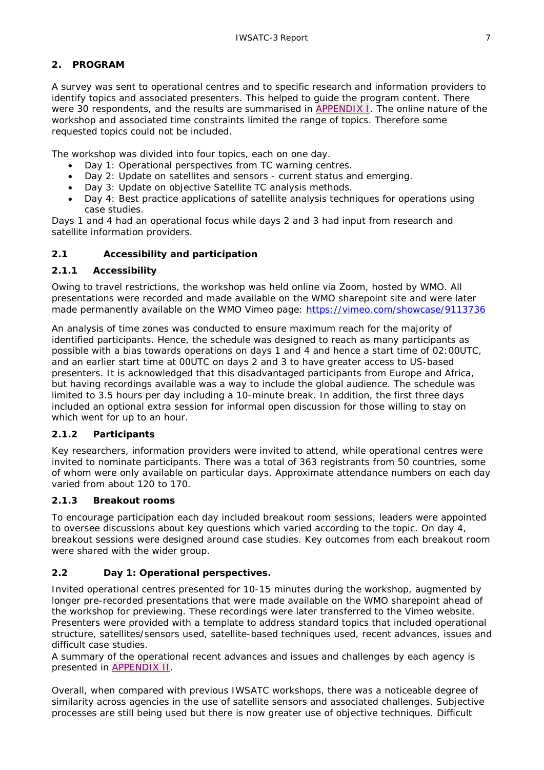## 2. PROGRAM

A survey was sent to operational centres and to specific research and information providers to identify topics and associated presenters. This helped to guide the program content. There were 30 respondents, and the results are summarised in APPENDIX I. The online nature of the workshop and associated time constraints limited the range of topics. Therefore some requested topics could not be included.

The workshop was divided into four topics, each on one day.

- Day 1: Operational perspectives from TC warning centres.
- Day 2: Update on satellites and sensors - current status and emerging.
- Day 3: Update on objective Satellite TC analysis methods.
- Day 4: Best practice applications of satellite analysis techniques for operations using case studies.

Days 1 and 4 had an operational focus while days 2 and 3 had input from research and satellite information providers.

### 2.1 Accessibility and participation

#### 2.1.1 Accessibility

Owing to travel restrictions, the workshop was held online via Zoom, hosted by WMO. All presentations were recorded and made available on the WMO sharepoint site and were later made permanently available on the WMO Vimeo page: https://vimeo.com/showcase/9113736

An analysis of time zones was conducted to ensure maximum reach for the majority of identified participants. Hence, the schedule was designed to reach as many participants as possible with a bias towards operations on days 1 and 4 and hence a start time of 02:00UTC, and an earlier start time at 00UTC on days 2 and 3 to have greater access to US-based presenters. It is acknowledged that this disadvantaged participants from Europe and Africa, but having recordings available was a way to include the global audience. The schedule was limited to 3.5 hours per day including a 10-minute break. In addition, the first three days included an optional extra session for informal open discussion for those willing to stay on which went for up to an hour.

#### 2.1.2 Participants

Key researchers, information providers were invited to attend, while operational centres were invited to nominate participants. There was a total of 363 registrants from 50 countries, some of whom were only available on particular days. Approximate attendance numbers on each day varied from about 120 to 170.

#### 2.1.3 Breakout rooms

To encourage participation each day included breakout room sessions, leaders were appointed to oversee discussions about key questions which varied according to the topic. On day 4, breakout sessions were designed around case studies. Key outcomes from each breakout room were shared with the wider group.

### 2.2 Day 1: Operational perspectives.

Invited operational centres presented for 10-15 minutes during the workshop, augmented by longer pre-recorded presentations that were made available on the WMO sharepoint ahead of the workshop for previewing. These recordings were later transferred to the Vimeo website. Presenters were provided with a template to address standard topics that included operational structure, satellites/sensors used, satellite-based techniques used, recent advances, issues and difficult case studies.

A summary of the operational recent advances and issues and challenges by each agency is presented in APPENDIX II.

Overall, when compared with previous IWSATC workshops, there was a noticeable degree of similarity across agencies in the use of satellite sensors and associated challenges. Subjective processes are still being used but there is now greater use of objective techniques. Difficult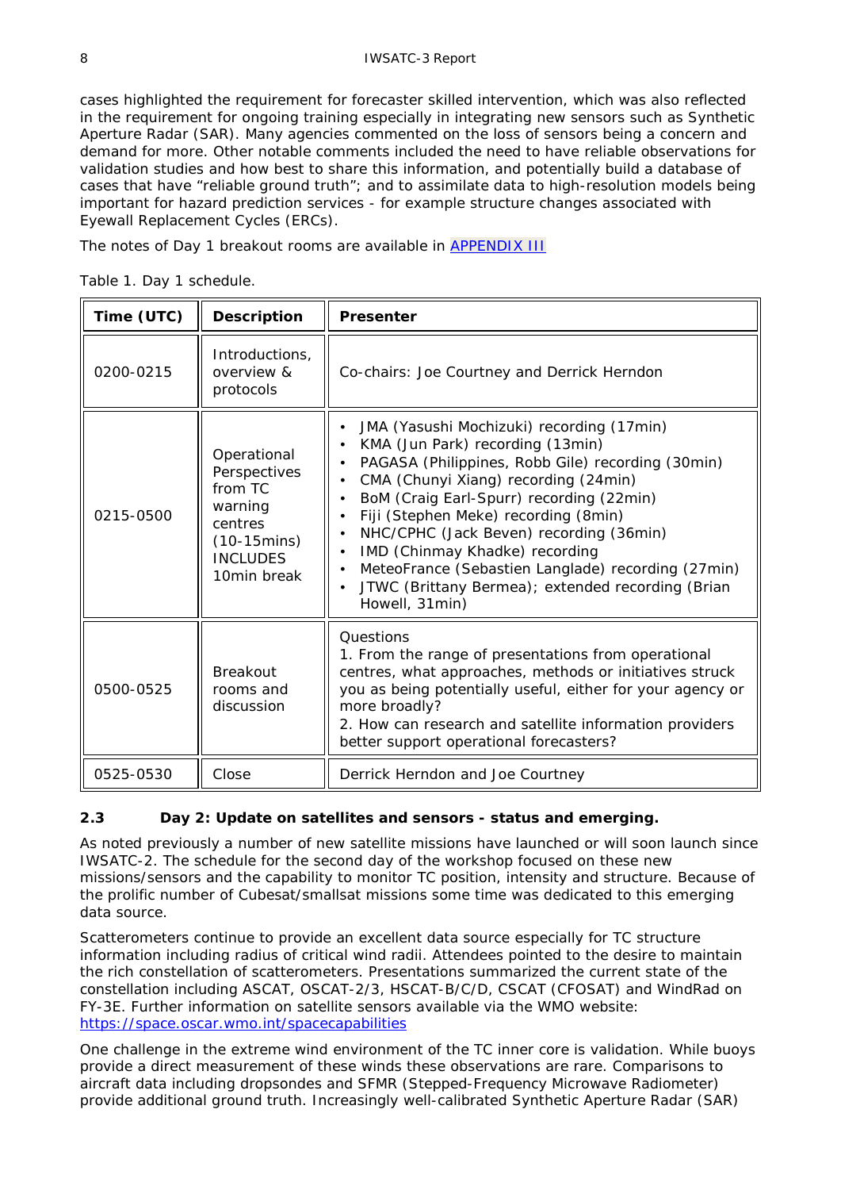cases highlighted the requirement for forecaster skilled intervention, which was also reflected in the requirement for ongoing training especially in integrating new sensors such as Synthetic Aperture Radar (SAR). Many agencies commented on the loss of sensors being a concern and demand for more. Other notable comments included the need to have reliable observations for validation studies and how best to share this information, and potentially build a database of cases that have "reliable ground truth"; and to assimilate data to high-resolution models being important for hazard prediction services - for example structure changes associated with Eyewall Replacement Cycles (ERCs).

The notes of Day 1 breakout rooms are available in [APPENDIX III]

Table 1. Day 1 schedule.

| Time (UTC) | Description | Presenter |
|---|---|---|
| 0200-0215 | Introductions, overview & protocols | Co-chairs: Joe Courtney and Derrick Herndon |
| 0215-0500 | Operational Perspectives from TC warning centres (10-15mins) INCLUDES 10min break | • JMA (Yasushi Mochizuki) recording (17min)<br>• KMA (Jun Park) recording (13min)<br>• PAGASA (Philippines, Robb Gile) recording (30min)<br>• CMA (Chunyi Xiang) recording (24min)<br>• BoM (Craig Earl-Spurr) recording (22min)<br>• Fiji (Stephen Meke) recording (8min)<br>• NHC/CPHC (Jack Beven) recording (36min)<br>• IMD (Chinmay Khadke) recording<br>• MeteoFrance (Sebastien Langlade) recording (27min)<br>• JTWC (Brittany Bermea); extended recording (Brian Howell, 31min) |
| 0500-0525 | Breakout rooms and discussion | Questions<br>1. From the range of presentations from operational centres, what approaches, methods or initiatives struck you as being potentially useful, either for your agency or more broadly?<br>2. How can research and satellite information providers better support operational forecasters? |
| 0525-0530 | Close | Derrick Herndon and Joe Courtney |

### 2.3 Day 2: Update on satellites and sensors - status and emerging.

As noted previously a number of new satellite missions have launched or will soon launch since IWSATC-2. The schedule for the second day of the workshop focused on these new missions/sensors and the capability to monitor TC position, intensity and structure. Because of the prolific number of Cubesat/smallsat missions some time was dedicated to this emerging data source.

Scatterometers continue to provide an excellent data source especially for TC structure information including radius of critical wind radii. Attendees pointed to the desire to maintain the rich constellation of scatterometers. Presentations summarized the current state of the constellation including ASCAT, OSCAT-2/3, HSCAT-B/C/D, CSCAT (CFOSAT) and WindRad on FY-3E. Further information on satellite sensors available via the WMO website: https://space.oscar.wmo.int/spacecapabilities

One challenge in the extreme wind environment of the TC inner core is validation. While buoys provide a direct measurement of these winds these observations are rare. Comparisons to aircraft data including dropsondes and SFMR (Stepped-Frequency Microwave Radiometer) provide additional ground truth. Increasingly well-calibrated Synthetic Aperture Radar (SAR)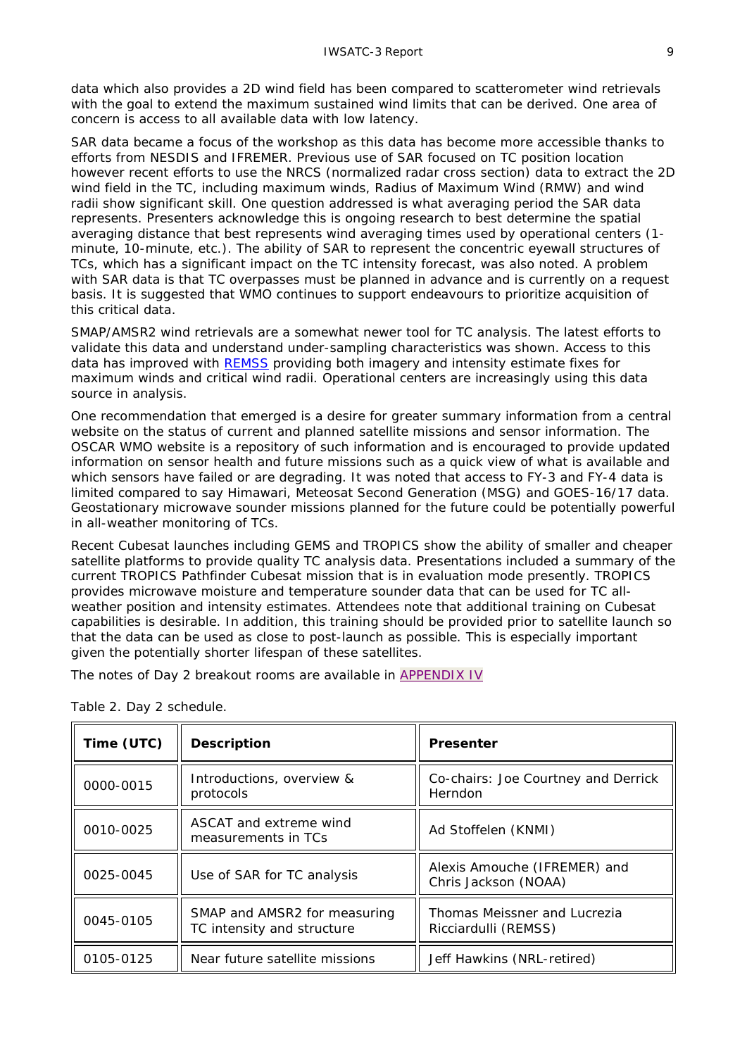data which also provides a 2D wind field has been compared to scatterometer wind retrievals with the goal to extend the maximum sustained wind limits that can be derived. One area of concern is access to all available data with low latency.

SAR data became a focus of the workshop as this data has become more accessible thanks to efforts from NESDIS and IFREMER. Previous use of SAR focused on TC position location however recent efforts to use the NRCS (normalized radar cross section) data to extract the 2D wind field in the TC, including maximum winds, Radius of Maximum Wind (RMW) and wind radii show significant skill. One question addressed is what averaging period the SAR data represents. Presenters acknowledge this is ongoing research to best determine the spatial averaging distance that best represents wind averaging times used by operational centers (1-minute, 10-minute, etc.). The ability of SAR to represent the concentric eyewall structures of TCs, which has a significant impact on the TC intensity forecast, was also noted. A problem with SAR data is that TC overpasses must be planned in advance and is currently on a request basis. It is suggested that WMO continues to support endeavours to prioritize acquisition of this critical data.

SMAP/AMSR2 wind retrievals are a somewhat newer tool for TC analysis. The latest efforts to validate this data and understand under-sampling characteristics was shown. Access to this data has improved with REMSS providing both imagery and intensity estimate fixes for maximum winds and critical wind radii. Operational centers are increasingly using this data source in analysis.

One recommendation that emerged is a desire for greater summary information from a central website on the status of current and planned satellite missions and sensor information. The OSCAR WMO website is a repository of such information and is encouraged to provide updated information on sensor health and future missions such as a quick view of what is available and which sensors have failed or are degrading. It was noted that access to FY-3 and FY-4 data is limited compared to say Himawari, Meteosat Second Generation (MSG) and GOES-16/17 data. Geostationary microwave sounder missions planned for the future could be potentially powerful in all-weather monitoring of TCs.

Recent Cubesat launches including GEMS and TROPICS show the ability of smaller and cheaper satellite platforms to provide quality TC analysis data. Presentations included a summary of the current TROPICS Pathfinder Cubesat mission that is in evaluation mode presently. TROPICS provides microwave moisture and temperature sounder data that can be used for TC all-weather position and intensity estimates. Attendees note that additional training on Cubesat capabilities is desirable. In addition, this training should be provided prior to satellite launch so that the data can be used as close to post-launch as possible. This is especially important given the potentially shorter lifespan of these satellites.

The notes of Day 2 breakout rooms are available in APPENDIX IV

Table 2. Day 2 schedule.

| **Time (UTC)** | **Description** | **Presenter** |
|---|---|---|
| 0000-0015 | Introductions, overview & protocols | Co-chairs: Joe Courtney and Derrick Herndon |
| 0010-0025 | ASCAT and extreme wind measurements in TCs | Ad Stoffelen (KNMI) |
| 0025-0045 | Use of SAR for TC analysis | Alexis Amouche (IFREMER) and Chris Jackson (NOAA) |
| 0045-0105 | SMAP and AMSR2 for measuring TC intensity and structure | Thomas Meissner and Lucrezia Ricciardulli (REMSS) |
| 0105-0125 | Near future satellite missions | Jeff Hawkins (NRL-retired) |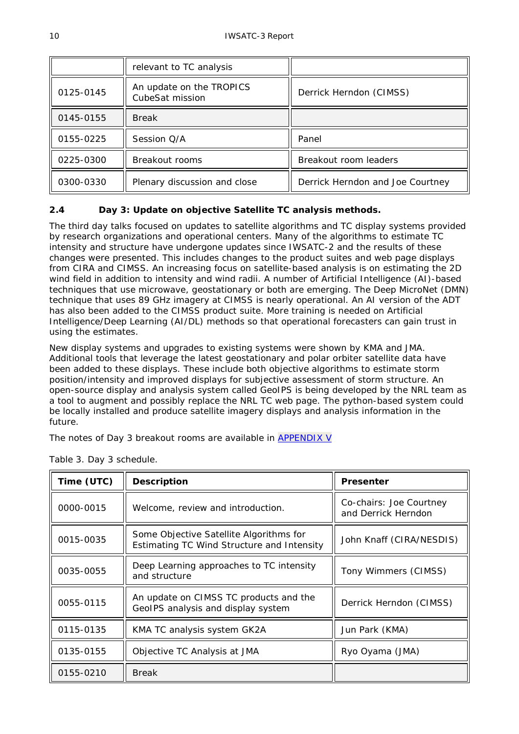| | relevant to TC analysis | |
|---|---|---|
| 0125-0145 | An update on the TROPICS CubeSat mission | Derrick Herndon (CIMSS) |
| 0145-0155 | Break | |
| 0155-0225 | Session Q/A | Panel |
| 0225-0300 | Breakout rooms | Breakout room leaders |
| 0300-0330 | Plenary discussion and close | Derrick Herndon and Joe Courtney |

### 2.4 Day 3: Update on objective Satellite TC analysis methods.

The third day talks focused on updates to satellite algorithms and TC display systems provided by research organizations and operational centers. Many of the algorithms to estimate TC intensity and structure have undergone updates since IWSATC-2 and the results of these changes were presented. This includes changes to the product suites and web page displays from CIRA and CIMSS. An increasing focus on satellite-based analysis is on estimating the 2D wind field in addition to intensity and wind radii. A number of Artificial Intelligence (AI)-based techniques that use microwave, geostationary or both are emerging. The Deep MicroNet (DMN) technique that uses 89 GHz imagery at CIMSS is nearly operational. An AI version of the ADT has also been added to the CIMSS product suite. More training is needed on Artificial Intelligence/Deep Learning (AI/DL) methods so that operational forecasters can gain trust in using the estimates.

New display systems and upgrades to existing systems were shown by KMA and JMA. Additional tools that leverage the latest geostationary and polar orbiter satellite data have been added to these displays. These include both objective algorithms to estimate storm position/intensity and improved displays for subjective assessment of storm structure. An open-source display and analysis system called GeoIPS is being developed by the NRL team as a tool to augment and possibly replace the NRL TC web page. The python-based system could be locally installed and produce satellite imagery displays and analysis information in the future.

The notes of Day 3 breakout rooms are available in APPENDIX V

Table 3. Day 3 schedule.

| Time (UTC) | Description | Presenter |
|---|---|---|
| 0000-0015 | Welcome, review and introduction. | Co-chairs: Joe Courtney and Derrick Herndon |
| 0015-0035 | Some Objective Satellite Algorithms for Estimating TC Wind Structure and Intensity | John Knaff (CIRA/NESDIS) |
| 0035-0055 | Deep Learning approaches to TC intensity and structure | Tony Wimmers (CIMSS) |
| 0055-0115 | An update on CIMSS TC products and the GeoIPS analysis and display system | Derrick Herndon (CIMSS) |
| 0115-0135 | KMA TC analysis system GK2A | Jun Park (KMA) |
| 0135-0155 | Objective TC Analysis at JMA | Ryo Oyama (JMA) |
| 0155-0210 | Break | |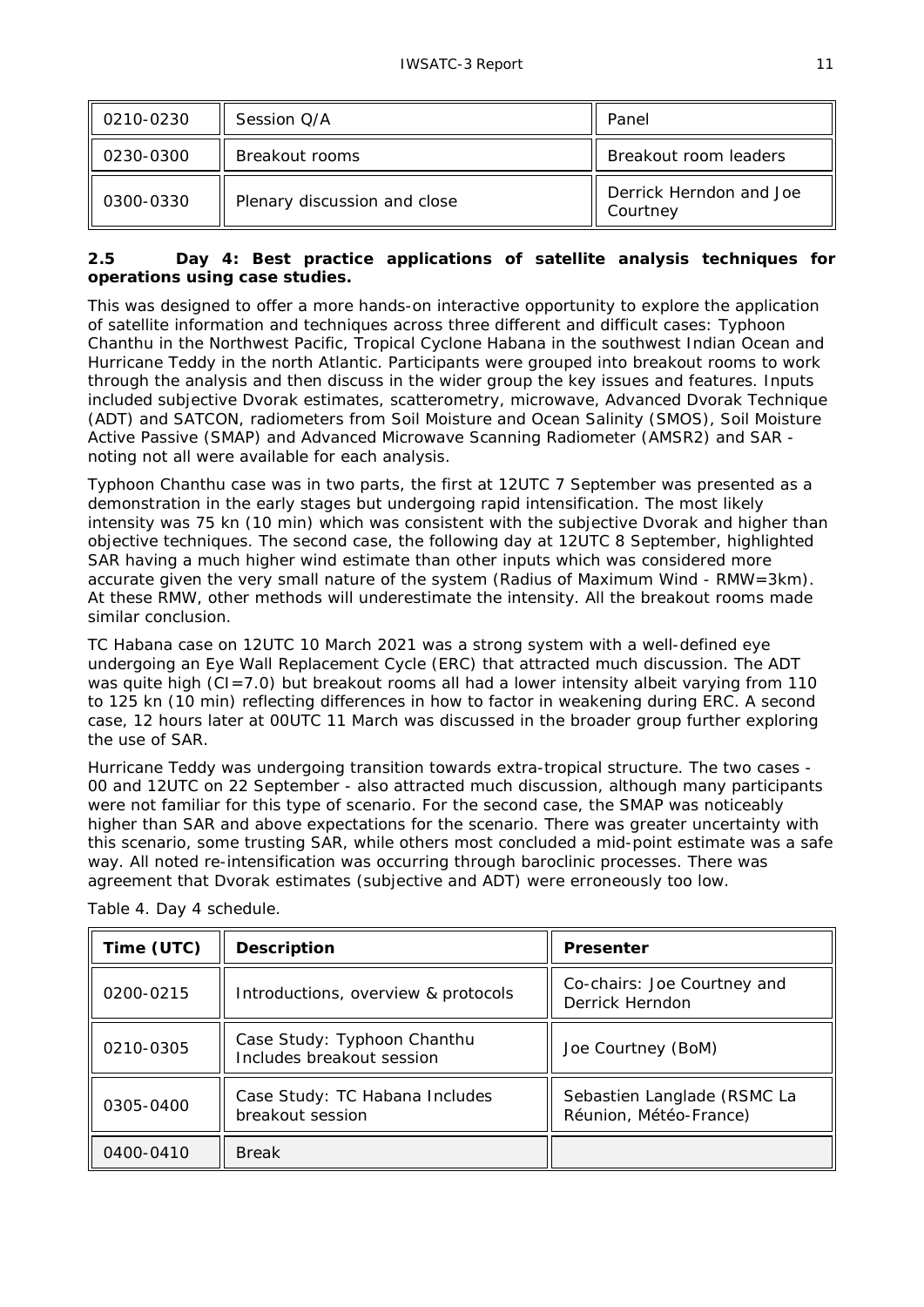| 0210-0230 | Session Q/A | Panel |
|---|---|---|
| 0230-0300 | Breakout rooms | Breakout room leaders |
| 0300-0330 | Plenary discussion and close | Derrick Herndon and Joe Courtney |

## 2.5 Day 4: Best practice applications of satellite analysis techniques for operations using case studies.

This was designed to offer a more hands-on interactive opportunity to explore the application of satellite information and techniques across three different and difficult cases: Typhoon Chanthu in the Northwest Pacific, Tropical Cyclone Habana in the southwest Indian Ocean and Hurricane Teddy in the north Atlantic. Participants were grouped into breakout rooms to work through the analysis and then discuss in the wider group the key issues and features. Inputs included subjective Dvorak estimates, scatterometry, microwave, Advanced Dvorak Technique (ADT) and SATCON, radiometers from Soil Moisture and Ocean Salinity (SMOS), Soil Moisture Active Passive (SMAP) and Advanced Microwave Scanning Radiometer (AMSR2) and SAR - noting not all were available for each analysis.

Typhoon Chanthu case was in two parts, the first at 12UTC 7 September was presented as a demonstration in the early stages but undergoing rapid intensification. The most likely intensity was 75 kn (10 min) which was consistent with the subjective Dvorak and higher than objective techniques. The second case, the following day at 12UTC 8 September, highlighted SAR having a much higher wind estimate than other inputs which was considered more accurate given the very small nature of the system (Radius of Maximum Wind - RMW=3km). At these RMW, other methods will underestimate the intensity. All the breakout rooms made similar conclusion.

TC Habana case on 12UTC 10 March 2021 was a strong system with a well-defined eye undergoing an Eye Wall Replacement Cycle (ERC) that attracted much discussion. The ADT was quite high (CI=7.0) but breakout rooms all had a lower intensity albeit varying from 110 to 125 kn (10 min) reflecting differences in how to factor in weakening during ERC. A second case, 12 hours later at 00UTC 11 March was discussed in the broader group further exploring the use of SAR.

Hurricane Teddy was undergoing transition towards extra-tropical structure. The two cases - 00 and 12UTC on 22 September - also attracted much discussion, although many participants were not familiar for this type of scenario. For the second case, the SMAP was noticeably higher than SAR and above expectations for the scenario. There was greater uncertainty with this scenario, some trusting SAR, while others most concluded a mid-point estimate was a safe way. All noted re-intensification was occurring through baroclinic processes. There was agreement that Dvorak estimates (subjective and ADT) were erroneously too low.

Table 4. Day 4 schedule.

| Time (UTC) | Description | Presenter |
|---|---|---|
| 0200-0215 | Introductions, overview & protocols | Co-chairs: Joe Courtney and Derrick Herndon |
| 0210-0305 | Case Study: Typhoon Chanthu Includes breakout session | Joe Courtney (BoM) |
| 0305-0400 | Case Study: TC Habana Includes breakout session | Sebastien Langlade (RSMC La Réunion, Météo-France) |
| 0400-0410 | Break | |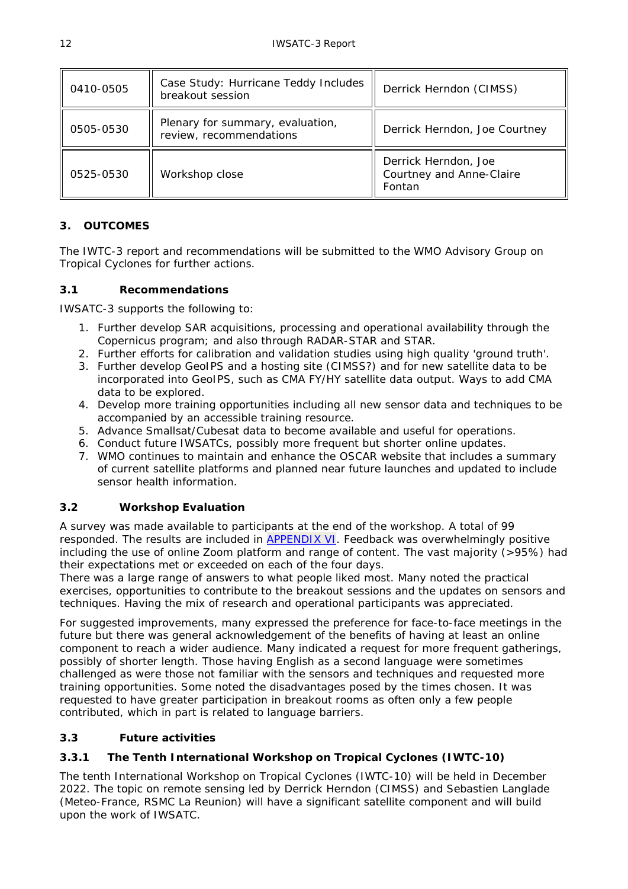| 0410-0505 | Case Study: Hurricane Teddy Includes breakout session | Derrick Herndon (CIMSS) |
|---|---|---|
| 0505-0530 | Plenary for summary, evaluation, review, recommendations | Derrick Herndon, Joe Courtney |
| 0525-0530 | Workshop close | Derrick Herndon, Joe Courtney and Anne-Claire Fontan |

## 3. OUTCOMES

The IWTC-3 report and recommendations will be submitted to the WMO Advisory Group on Tropical Cyclones for further actions.

### 3.1 Recommendations

IWSATC-3 supports the following to:

1. Further develop SAR acquisitions, processing and operational availability through the Copernicus program; and also through RADAR-STAR and STAR.
2. Further efforts for calibration and validation studies using high quality 'ground truth'.
3. Further develop GeoIPS and a hosting site (CIMSS?) and for new satellite data to be incorporated into GeoIPS, such as CMA FY/HY satellite data output. Ways to add CMA data to be explored.
4. Develop more training opportunities including all new sensor data and techniques to be accompanied by an accessible training resource.
5. Advance Smallsat/Cubesat data to become available and useful for operations.
6. Conduct future IWSATCs, possibly more frequent but shorter online updates.
7. WMO continues to maintain and enhance the OSCAR website that includes a summary of current satellite platforms and planned near future launches and updated to include sensor health information.

### 3.2 Workshop Evaluation

A survey was made available to participants at the end of the workshop. A total of 99 responded. The results are included in APPENDIX VI. Feedback was overwhelmingly positive including the use of online Zoom platform and range of content. The vast majority (>95%) had their expectations met or exceeded on each of the four days.
There was a large range of answers to what people liked most. Many noted the practical exercises, opportunities to contribute to the breakout sessions and the updates on sensors and techniques. Having the mix of research and operational participants was appreciated.

For suggested improvements, many expressed the preference for face-to-face meetings in the future but there was general acknowledgement of the benefits of having at least an online component to reach a wider audience. Many indicated a request for more frequent gatherings, possibly of shorter length. Those having English as a second language were sometimes challenged as were those not familiar with the sensors and techniques and requested more training opportunities. Some noted the disadvantages posed by the times chosen. It was requested to have greater participation in breakout rooms as often only a few people contributed, which in part is related to language barriers.

### 3.3 Future activities

#### 3.3.1 The Tenth International Workshop on Tropical Cyclones (IWTC-10)

The tenth International Workshop on Tropical Cyclones (IWTC-10) will be held in December 2022. The topic on remote sensing led by Derrick Herndon (CIMSS) and Sebastien Langlade (Meteo-France, RSMC La Reunion) will have a significant satellite component and will build upon the work of IWSATC.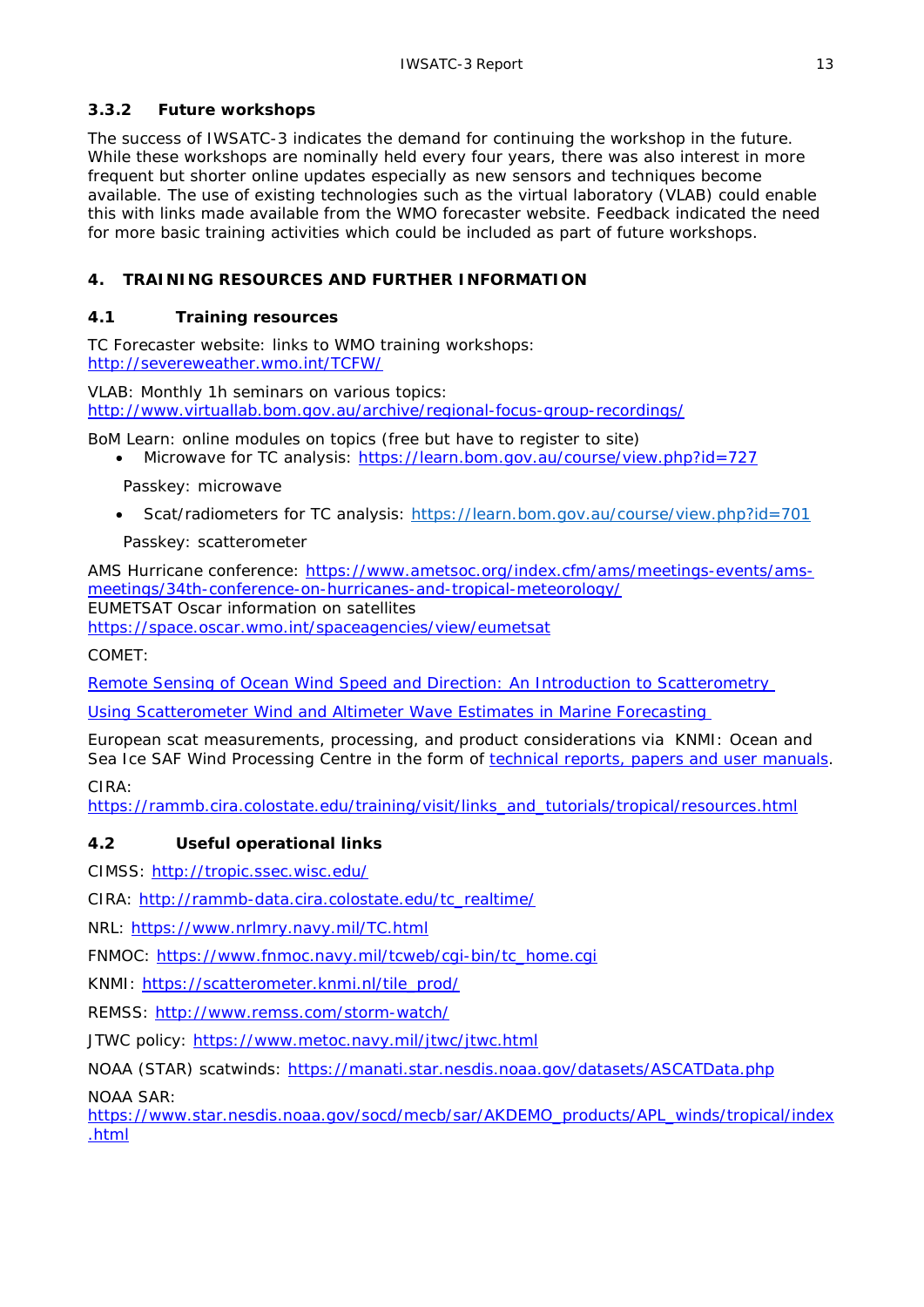### 3.3.2 Future workshops

The success of IWSATC-3 indicates the demand for continuing the workshop in the future. While these workshops are nominally held every four years, there was also interest in more frequent but shorter online updates especially as new sensors and techniques become available. The use of existing technologies such as the virtual laboratory (VLAB) could enable this with links made available from the WMO forecaster website. Feedback indicated the need for more basic training activities which could be included as part of future workshops.

## 4. TRAINING RESOURCES AND FURTHER INFORMATION

### 4.1 Training resources

TC Forecaster website: links to WMO training workshops:
http://severeweather.wmo.int/TCFW/

VLAB: Monthly 1h seminars on various topics:
http://www.virtuallab.bom.gov.au/archive/regional-focus-group-recordings/

BoM Learn: online modules on topics (free but have to register to site)

- Microwave for TC analysis: https://learn.bom.gov.au/course/view.php?id=727

  Passkey: microwave

- Scat/radiometers for TC analysis: https://learn.bom.gov.au/course/view.php?id=701

  Passkey: scatterometer

AMS Hurricane conference: https://www.ametsoc.org/index.cfm/ams/meetings-events/ams-meetings/34th-conference-on-hurricanes-and-tropical-meteorology/
EUMETSAT Oscar information on satellites
https://space.oscar.wmo.int/spaceagencies/view/eumetsat

COMET:

Remote Sensing of Ocean Wind Speed and Direction: An Introduction to Scatterometry

Using Scatterometer Wind and Altimeter Wave Estimates in Marine Forecasting

European scat measurements, processing, and product considerations via KNMI: Ocean and Sea Ice SAF Wind Processing Centre in the form of technical reports, papers and user manuals.

CIRA:
https://rammb.cira.colostate.edu/training/visit/links_and_tutorials/tropical/resources.html

### 4.2 Useful operational links

CIMSS: http://tropic.ssec.wisc.edu/

CIRA: http://rammb-data.cira.colostate.edu/tc_realtime/

NRL: https://www.nrlmry.navy.mil/TC.html

FNMOC: https://www.fnmoc.navy.mil/tcweb/cgi-bin/tc_home.cgi

KNMI: https://scatterometer.knmi.nl/tile_prod/

REMSS: http://www.remss.com/storm-watch/

JTWC policy: https://www.metoc.navy.mil/jtwc/jtwc.html

NOAA (STAR) scatwinds: https://manati.star.nesdis.noaa.gov/datasets/ASCATData.php

NOAA SAR:
https://www.star.nesdis.noaa.gov/socd/mecb/sar/AKDEMO_products/APL_winds/tropical/index.html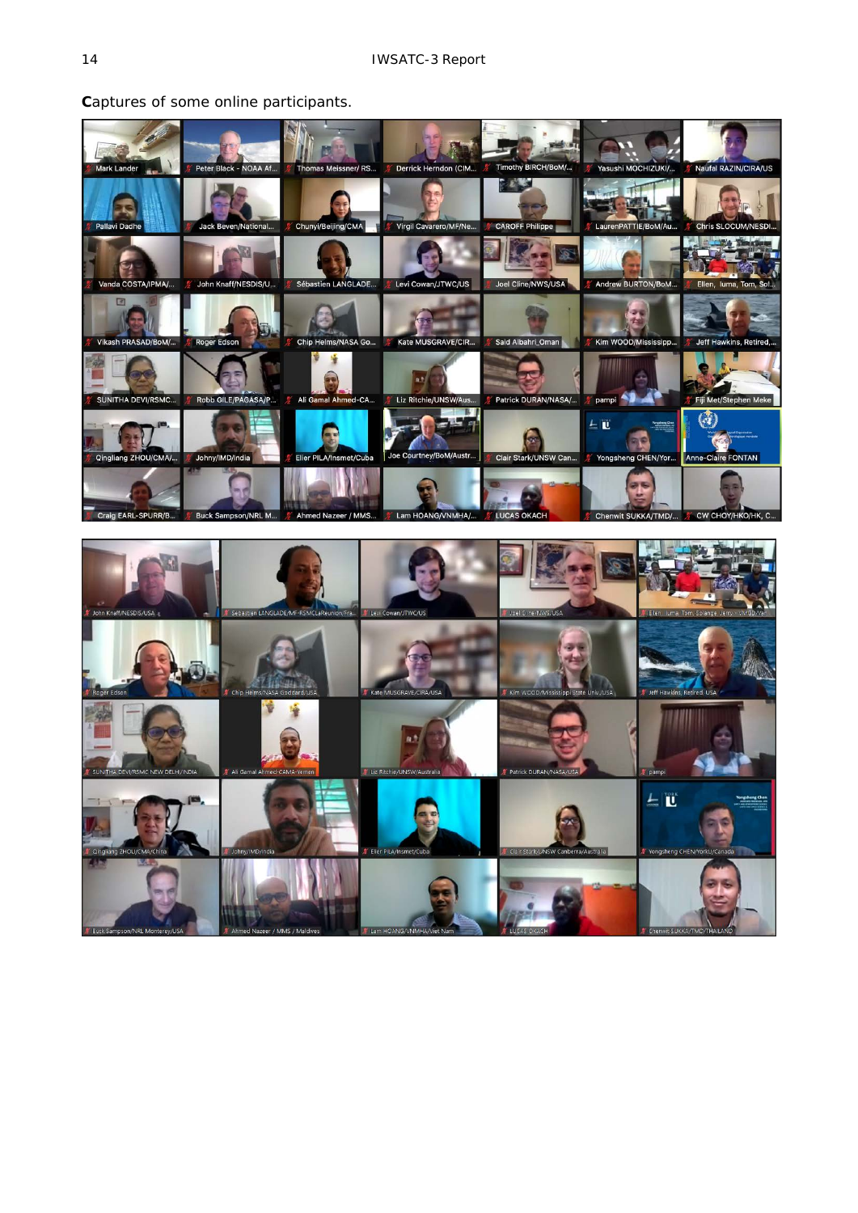**C**aptures of some online participants.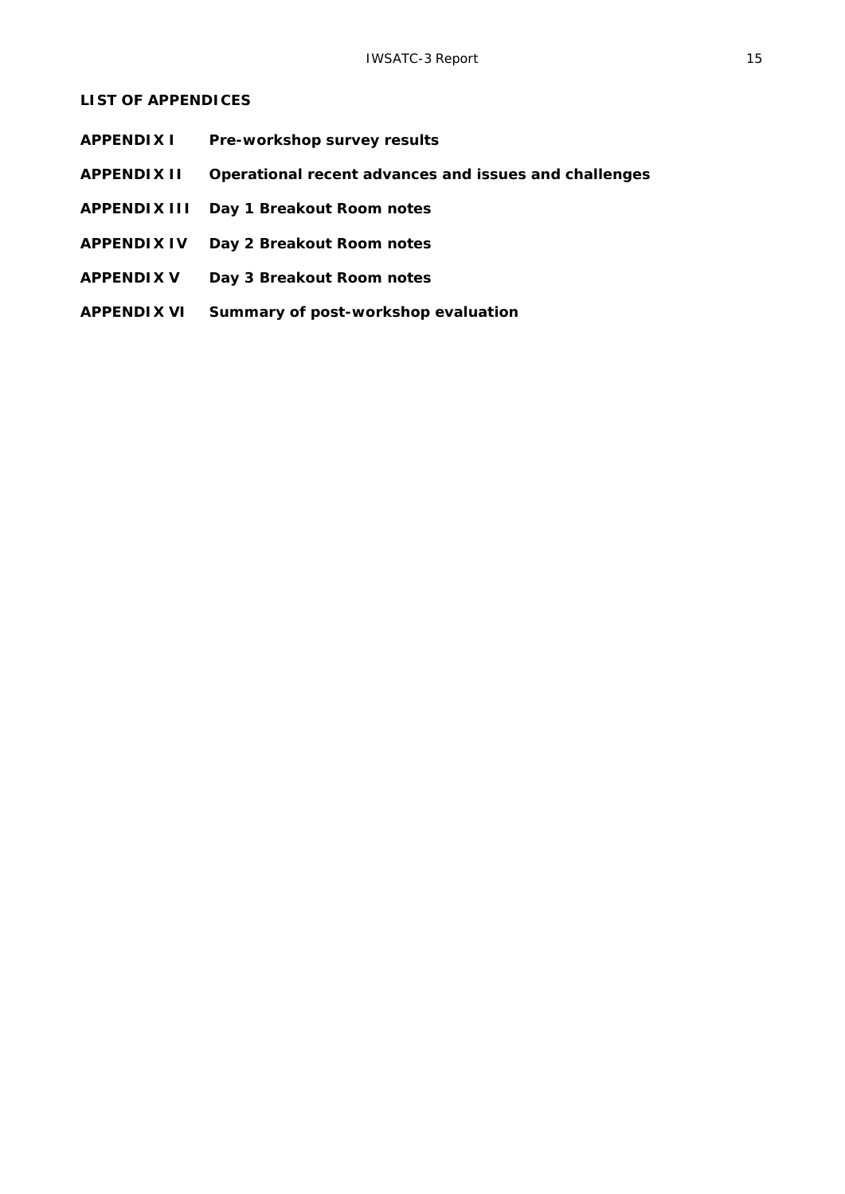**LIST OF APPENDICES**

| | |
|---|---|
| **APPENDIX I** | **Pre-workshop survey results** |
| **APPENDIX II** | **Operational recent advances and issues and challenges** |
| **APPENDIX III** | **Day 1 Breakout Room notes** |
| **APPENDIX IV** | **Day 2 Breakout Room notes** |
| **APPENDIX V** | **Day 3 Breakout Room notes** |
| **APPENDIX VI** | **Summary of post-workshop evaluation** |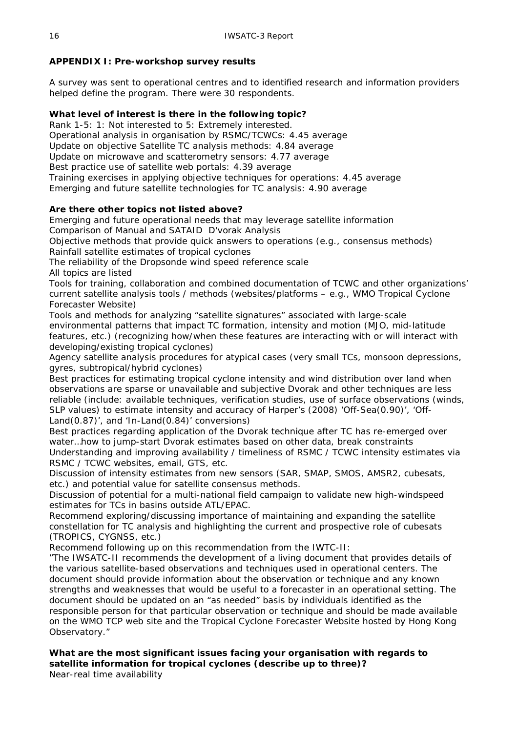## APPENDIX I: Pre-workshop survey results

A survey was sent to operational centres and to identified research and information providers helped define the program. There were 30 respondents.

**What level of interest is there in the following topic?**

Rank 1-5: 1: Not interested to 5: Extremely interested.
Operational analysis in organisation by RSMC/TCWCs: 4.45 average
Update on objective Satellite TC analysis methods: 4.84 average
Update on microwave and scatterometry sensors: 4.77 average
Best practice use of satellite web portals: 4.39 average
Training exercises in applying objective techniques for operations: 4.45 average
Emerging and future satellite technologies for TC analysis: 4.90 average

**Are there other topics not listed above?**

Emerging and future operational needs that may leverage satellite information
Comparison of Manual and SATAID D'vorak Analysis
Objective methods that provide quick answers to operations (e.g., consensus methods)
Rainfall satellite estimates of tropical cyclones
The reliability of the Dropsonde wind speed reference scale
All topics are listed
Tools for training, collaboration and combined documentation of TCWC and other organizations' current satellite analysis tools / methods (websites/platforms – e.g., WMO Tropical Cyclone Forecaster Website)
Tools and methods for analyzing "satellite signatures" associated with large-scale environmental patterns that impact TC formation, intensity and motion (MJO, mid-latitude features, etc.) (recognizing how/when these features are interacting with or will interact with developing/existing tropical cyclones)
Agency satellite analysis procedures for atypical cases (very small TCs, monsoon depressions, gyres, subtropical/hybrid cyclones)
Best practices for estimating tropical cyclone intensity and wind distribution over land when observations are sparse or unavailable and subjective Dvorak and other techniques are less reliable (include: available techniques, verification studies, use of surface observations (winds, SLP values) to estimate intensity and accuracy of Harper's (2008) 'Off-Sea(0.90)', 'Off-Land(0.87)', and 'In-Land(0.84)' conversions)
Best practices regarding application of the Dvorak technique after TC has re-emerged over water…how to jump-start Dvorak estimates based on other data, break constraints
Understanding and improving availability / timeliness of RSMC / TCWC intensity estimates via RSMC / TCWC websites, email, GTS, etc.
Discussion of intensity estimates from new sensors (SAR, SMAP, SMOS, AMSR2, cubesats, etc.) and potential value for satellite consensus methods.
Discussion of potential for a multi-national field campaign to validate new high-windspeed estimates for TCs in basins outside ATL/EPAC.
Recommend exploring/discussing importance of maintaining and expanding the satellite constellation for TC analysis and highlighting the current and prospective role of cubesats (TROPICS, CYGNSS, etc.)
Recommend following up on this recommendation from the IWTC-II:
"The IWSATC-II recommends the development of a living document that provides details of the various satellite-based observations and techniques used in operational centers. The document should provide information about the observation or technique and any known strengths and weaknesses that would be useful to a forecaster in an operational setting. The document should be updated on an "as needed" basis by individuals identified as the responsible person for that particular observation or technique and should be made available on the WMO TCP web site and the Tropical Cyclone Forecaster Website hosted by Hong Kong Observatory."

**What are the most significant issues facing your organisation with regards to satellite information for tropical cyclones (describe up to three)?**

Near-real time availability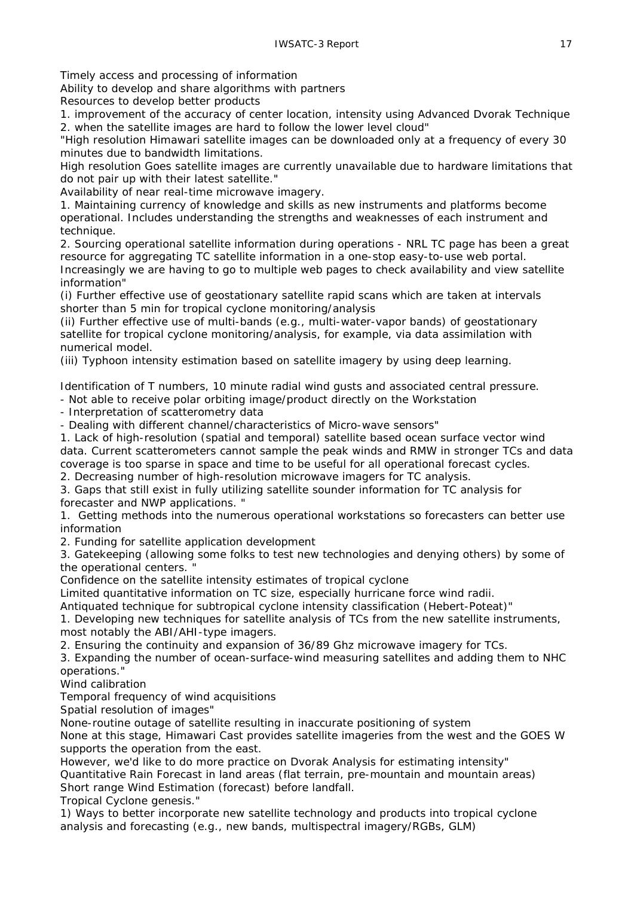Timely access and processing of information

Ability to develop and share algorithms with partners

Resources to develop better products

1. improvement of the accuracy of center location, intensity using Advanced Dvorak Technique
2. when the satellite images are hard to follow the lower level cloud"

"High resolution Himawari satellite images can be downloaded only at a frequency of every 30 minutes due to bandwidth limitations.

High resolution Goes satellite images are currently unavailable due to hardware limitations that do not pair up with their latest satellite."

Availability of near real-time microwave imagery.

1. Maintaining currency of knowledge and skills as new instruments and platforms become operational. Includes understanding the strengths and weaknesses of each instrument and technique.
2. Sourcing operational satellite information during operations - NRL TC page has been a great resource for aggregating TC satellite information in a one-stop easy-to-use web portal. Increasingly we are having to go to multiple web pages to check availability and view satellite information"

(i) Further effective use of geostationary satellite rapid scans which are taken at intervals shorter than 5 min for tropical cyclone monitoring/analysis

(ii) Further effective use of multi-bands (e.g., multi-water-vapor bands) of geostationary satellite for tropical cyclone monitoring/analysis, for example, via data assimilation with numerical model.

(iii) Typhoon intensity estimation based on satellite imagery by using deep learning.

Identification of T numbers, 10 minute radial wind gusts and associated central pressure.

- Not able to receive polar orbiting image/product directly on the Workstation
- Interpretation of scatterometry data
- Dealing with different channel/characteristics of Micro-wave sensors"

1. Lack of high-resolution (spatial and temporal) satellite based ocean surface vector wind data. Current scatterometers cannot sample the peak winds and RMW in stronger TCs and data coverage is too sparse in space and time to be useful for all operational forecast cycles.
2. Decreasing number of high-resolution microwave imagers for TC analysis.
3. Gaps that still exist in fully utilizing satellite sounder information for TC analysis for forecaster and NWP applications. "

1. Getting methods into the numerous operational workstations so forecasters can better use information
2. Funding for satellite application development
3. Gatekeeping (allowing some folks to test new technologies and denying others) by some of the operational centers. "

Confidence on the satellite intensity estimates of tropical cyclone

Limited quantitative information on TC size, especially hurricane force wind radii.

Antiquated technique for subtropical cyclone intensity classification (Hebert-Poteat)"

1. Developing new techniques for satellite analysis of TCs from the new satellite instruments, most notably the ABI/AHI-type imagers.
2. Ensuring the continuity and expansion of 36/89 Ghz microwave imagery for TCs.
3. Expanding the number of ocean-surface-wind measuring satellites and adding them to NHC operations."

Wind calibration

Temporal frequency of wind acquisitions

Spatial resolution of images"

None-routine outage of satellite resulting in inaccurate positioning of system

None at this stage, Himawari Cast provides satellite imageries from the west and the GOES W supports the operation from the east.

However, we'd like to do more practice on Dvorak Analysis for estimating intensity"

Quantitative Rain Forecast in land areas (flat terrain, pre-mountain and mountain areas)

Short range Wind Estimation (forecast) before landfall.

Tropical Cyclone genesis."

1) Ways to better incorporate new satellite technology and products into tropical cyclone analysis and forecasting (e.g., new bands, multispectral imagery/RGBs, GLM)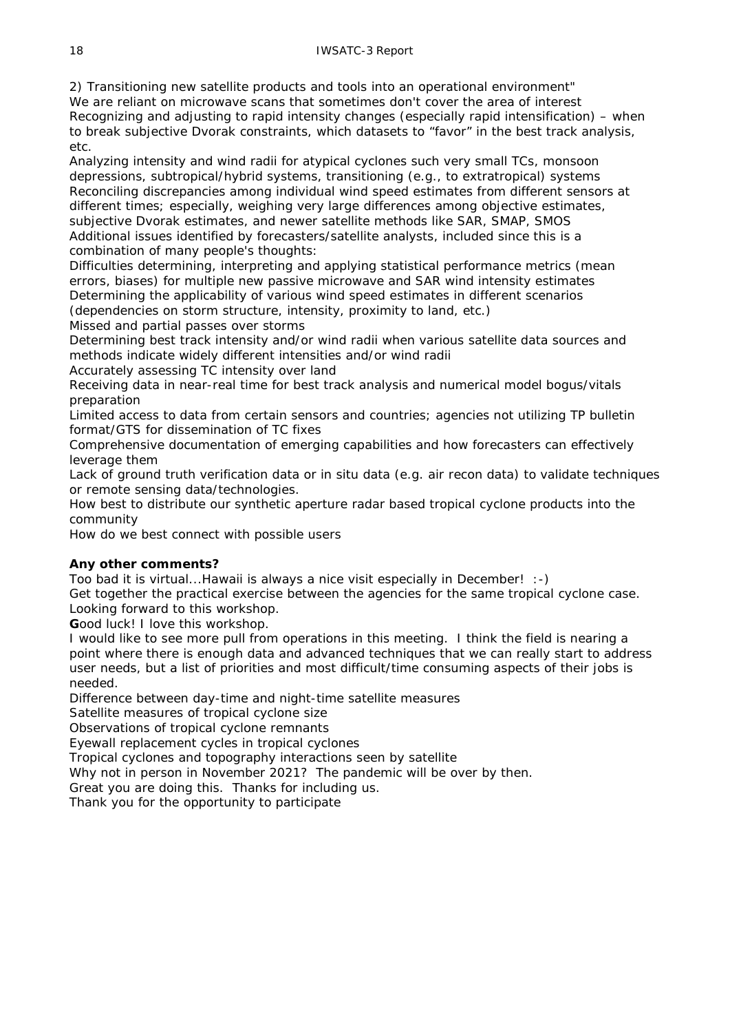2) Transitioning new satellite products and tools into an operational environment"

We are reliant on microwave scans that sometimes don't cover the area of interest

Recognizing and adjusting to rapid intensity changes (especially rapid intensification) – when to break subjective Dvorak constraints, which datasets to "favor" in the best track analysis, etc.

Analyzing intensity and wind radii for atypical cyclones such very small TCs, monsoon depressions, subtropical/hybrid systems, transitioning (e.g., to extratropical) systems

Reconciling discrepancies among individual wind speed estimates from different sensors at different times; especially, weighing very large differences among objective estimates, subjective Dvorak estimates, and newer satellite methods like SAR, SMAP, SMOS

Additional issues identified by forecasters/satellite analysts, included since this is a combination of many people's thoughts:

Difficulties determining, interpreting and applying statistical performance metrics (mean errors, biases) for multiple new passive microwave and SAR wind intensity estimates

Determining the applicability of various wind speed estimates in different scenarios (dependencies on storm structure, intensity, proximity to land, etc.)

Missed and partial passes over storms

Determining best track intensity and/or wind radii when various satellite data sources and methods indicate widely different intensities and/or wind radii

Accurately assessing TC intensity over land

Receiving data in near-real time for best track analysis and numerical model bogus/vitals preparation

Limited access to data from certain sensors and countries; agencies not utilizing TP bulletin format/GTS for dissemination of TC fixes

Comprehensive documentation of emerging capabilities and how forecasters can effectively leverage them

Lack of ground truth verification data or in situ data (e.g. air recon data) to validate techniques or remote sensing data/technologies.

How best to distribute our synthetic aperture radar based tropical cyclone products into the community

How do we best connect with possible users

**Any other comments?**

Too bad it is virtual...Hawaii is always a nice visit especially in December! :-)

Get together the practical exercise between the agencies for the same tropical cyclone case.

Looking forward to this workshop.

**G**ood luck! I love this workshop.

I would like to see more pull from operations in this meeting. I think the field is nearing a point where there is enough data and advanced techniques that we can really start to address user needs, but a list of priorities and most difficult/time consuming aspects of their jobs is needed.

Difference between day-time and night-time satellite measures

Satellite measures of tropical cyclone size

Observations of tropical cyclone remnants

Eyewall replacement cycles in tropical cyclones

Tropical cyclones and topography interactions seen by satellite

Why not in person in November 2021? The pandemic will be over by then.

Great you are doing this. Thanks for including us.

Thank you for the opportunity to participate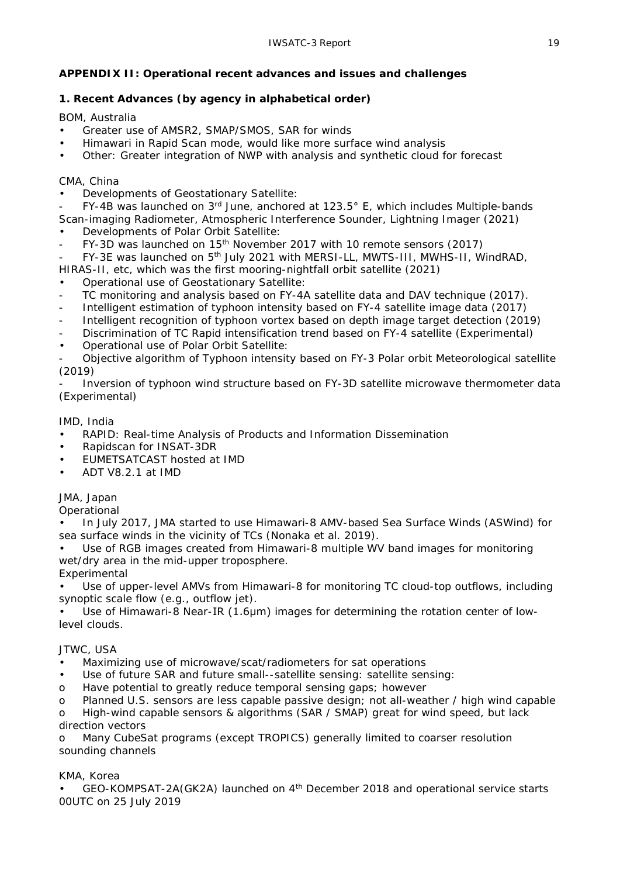## APPENDIX II: Operational recent advances and issues and challenges

### 1. Recent Advances (by agency in alphabetical order)

BOM, Australia

- Greater use of AMSR2, SMAP/SMOS, SAR for winds
- Himawari in Rapid Scan mode, would like more surface wind analysis
- Other: Greater integration of NWP with analysis and synthetic cloud for forecast

CMA, China

- Developments of Geostationary Satellite:
- FY-4B was launched on 3rd June, anchored at 123.5° E, which includes Multiple-bands Scan-imaging Radiometer, Atmospheric Interference Sounder, Lightning Imager (2021)
- Developments of Polar Orbit Satellite:
- FY-3D was launched on 15th November 2017 with 10 remote sensors (2017)
- FY-3E was launched on 5th July 2021 with MERSI-LL, MWTS-III, MWHS-II, WindRAD, HIRAS-II, etc, which was the first mooring-nightfall orbit satellite (2021)
- Operational use of Geostationary Satellite:
- TC monitoring and analysis based on FY-4A satellite data and DAV technique (2017).
- Intelligent estimation of typhoon intensity based on FY-4 satellite image data (2017)
- Intelligent recognition of typhoon vortex based on depth image target detection (2019)
- Discrimination of TC Rapid intensification trend based on FY-4 satellite (Experimental)
- Operational use of Polar Orbit Satellite:
- Objective algorithm of Typhoon intensity based on FY-3 Polar orbit Meteorological satellite (2019)
- Inversion of typhoon wind structure based on FY-3D satellite microwave thermometer data (Experimental)

IMD, India

- RAPID: Real-time Analysis of Products and Information Dissemination
- Rapidscan for INSAT-3DR
- EUMETSATCAST hosted at IMD
- ADT V8.2.1 at IMD

JMA, Japan

Operational

- In July 2017, JMA started to use Himawari-8 AMV-based Sea Surface Winds (ASWind) for sea surface winds in the vicinity of TCs (Nonaka et al. 2019).
- Use of RGB images created from Himawari-8 multiple WV band images for monitoring wet/dry area in the mid-upper troposphere.

Experimental

- Use of upper-level AMVs from Himawari-8 for monitoring TC cloud-top outflows, including synoptic scale flow (e.g., outflow jet).
- Use of Himawari-8 Near-IR (1.6μm) images for determining the rotation center of low-level clouds.

JTWC, USA

- Maximizing use of microwave/scat/radiometers for sat operations
- Use of future SAR and future small--satellite sensing: satellite sensing:
  - o Have potential to greatly reduce temporal sensing gaps; however
  - o Planned U.S. sensors are less capable passive design; not all-weather / high wind capable
  - o High-wind capable sensors & algorithms (SAR / SMAP) great for wind speed, but lack direction vectors
  - o Many CubeSat programs (except TROPICS) generally limited to coarser resolution sounding channels

KMA, Korea

- GEO-KOMPSAT-2A(GK2A) launched on 4th December 2018 and operational service starts 00UTC on 25 July 2019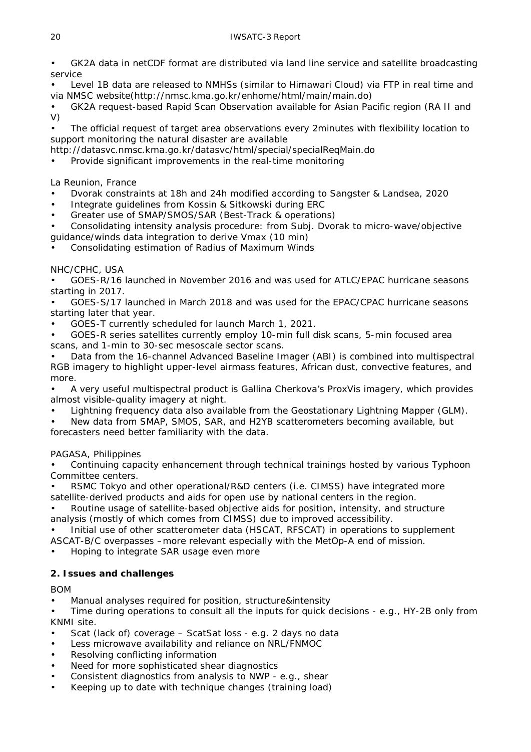- GK2A data in netCDF format are distributed via land line service and satellite broadcasting service
- Level 1B data are released to NMHSs (similar to Himawari Cloud) via FTP in real time and via NMSC website(http://nmsc.kma.go.kr/enhome/html/main/main.do)
- GK2A request-based Rapid Scan Observation available for Asian Pacific region (RA II and V)
- The official request of target area observations every 2minutes with flexibility location to support monitoring the natural disaster are available http://datasvc.nmsc.kma.go.kr/datasvc/html/special/specialReqMain.do
- Provide significant improvements in the real-time monitoring

La Reunion, France

- Dvorak constraints at 18h and 24h modified according to Sangster & Landsea, 2020
- Integrate guidelines from Kossin & Sitkowski during ERC
- Greater use of SMAP/SMOS/SAR (Best-Track & operations)
- Consolidating intensity analysis procedure: from Subj. Dvorak to micro-wave/objective guidance/winds data integration to derive Vmax (10 min)
- Consolidating estimation of Radius of Maximum Winds

NHC/CPHC, USA

- GOES-R/16 launched in November 2016 and was used for ATLC/EPAC hurricane seasons starting in 2017.
- GOES-S/17 launched in March 2018 and was used for the EPAC/CPAC hurricane seasons starting later that year.
- GOES-T currently scheduled for launch March 1, 2021.
- GOES-R series satellites currently employ 10-min full disk scans, 5-min focused area scans, and 1-min to 30-sec mesoscale sector scans.
- Data from the 16-channel Advanced Baseline Imager (ABI) is combined into multispectral RGB imagery to highlight upper-level airmass features, African dust, convective features, and more.
- A very useful multispectral product is Gallina Cherkova's ProxVis imagery, which provides almost visible-quality imagery at night.
- Lightning frequency data also available from the Geostationary Lightning Mapper (GLM).
- New data from SMAP, SMOS, SAR, and H2YB scatterometers becoming available, but forecasters need better familiarity with the data.

PAGASA, Philippines

- Continuing capacity enhancement through technical trainings hosted by various Typhoon Committee centers.
- RSMC Tokyo and other operational/R&D centers (i.e. CIMSS) have integrated more satellite-derived products and aids for open use by national centers in the region.
- Routine usage of satellite-based objective aids for position, intensity, and structure analysis (mostly of which comes from CIMSS) due to improved accessibility.
- Initial use of other scatterometer data (HSCAT, RFSCAT) in operations to supplement ASCAT-B/C overpasses –more relevant especially with the MetOp-A end of mission.
- Hoping to integrate SAR usage even more

**2. Issues and challenges**

BOM

- Manual analyses required for position, structure&intensity
- Time during operations to consult all the inputs for quick decisions - e.g., HY-2B only from KNMI site.
- Scat (lack of) coverage – ScatSat loss - e.g. 2 days no data
- Less microwave availability and reliance on NRL/FNMOC
- Resolving conflicting information
- Need for more sophisticated shear diagnostics
- Consistent diagnostics from analysis to NWP - e.g., shear
- Keeping up to date with technique changes (training load)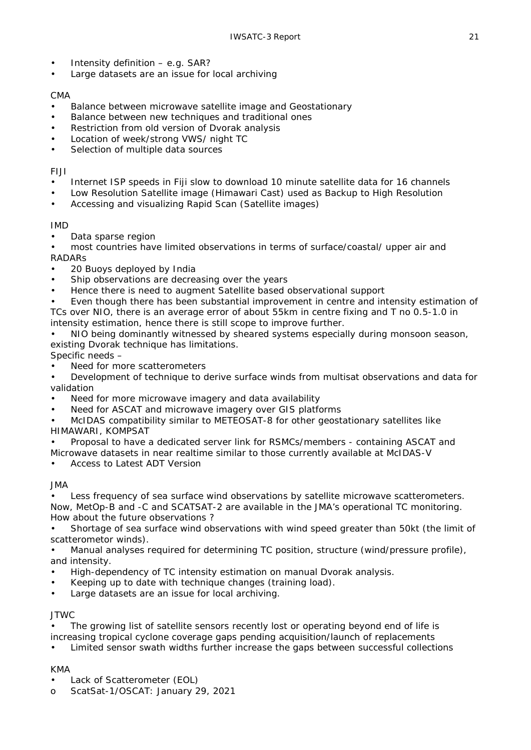- Intensity definition – e.g. SAR?
- Large datasets are an issue for local archiving

CMA

- Balance between microwave satellite image and Geostationary
- Balance between new techniques and traditional ones
- Restriction from old version of Dvorak analysis
- Location of week/strong VWS/ night TC
- Selection of multiple data sources

FIJI

- Internet ISP speeds in Fiji slow to download 10 minute satellite data for 16 channels
- Low Resolution Satellite image (Himawari Cast) used as Backup to High Resolution
- Accessing and visualizing Rapid Scan (Satellite images)

IMD

- Data sparse region
- most countries have limited observations in terms of surface/coastal/ upper air and RADARs
- 20 Buoys deployed by India
- Ship observations are decreasing over the years
- Hence there is need to augment Satellite based observational support
- Even though there has been substantial improvement in centre and intensity estimation of TCs over NIO, there is an average error of about 55km in centre fixing and T no 0.5-1.0 in intensity estimation, hence there is still scope to improve further.
- NIO being dominantly witnessed by sheared systems especially during monsoon season, existing Dvorak technique has limitations.

Specific needs –

- Need for more scatterometers
- Development of technique to derive surface winds from multisat observations and data for validation
- Need for more microwave imagery and data availability
- Need for ASCAT and microwave imagery over GIS platforms
- McIDAS compatibility similar to METEOSAT-8 for other geostationary satellites like HIMAWARI, KOMPSAT
- Proposal to have a dedicated server link for RSMCs/members - containing ASCAT and Microwave datasets in near realtime similar to those currently available at McIDAS-V
- Access to Latest ADT Version

JMA

- Less frequency of sea surface wind observations by satellite microwave scatterometers. Now, MetOp-B and -C and SCATSAT-2 are available in the JMA's operational TC monitoring. How about the future observations ?
- Shortage of sea surface wind observations with wind speed greater than 50kt (the limit of scatterometor winds).
- Manual analyses required for determining TC position, structure (wind/pressure profile), and intensity.
- High-dependency of TC intensity estimation on manual Dvorak analysis.
- Keeping up to date with technique changes (training load).
- Large datasets are an issue for local archiving.

JTWC

- The growing list of satellite sensors recently lost or operating beyond end of life is increasing tropical cyclone coverage gaps pending acquisition/launch of replacements
- Limited sensor swath widths further increase the gaps between successful collections

KMA

- Lack of Scatterometer (EOL)
  - ScatSat-1/OSCAT: January 29, 2021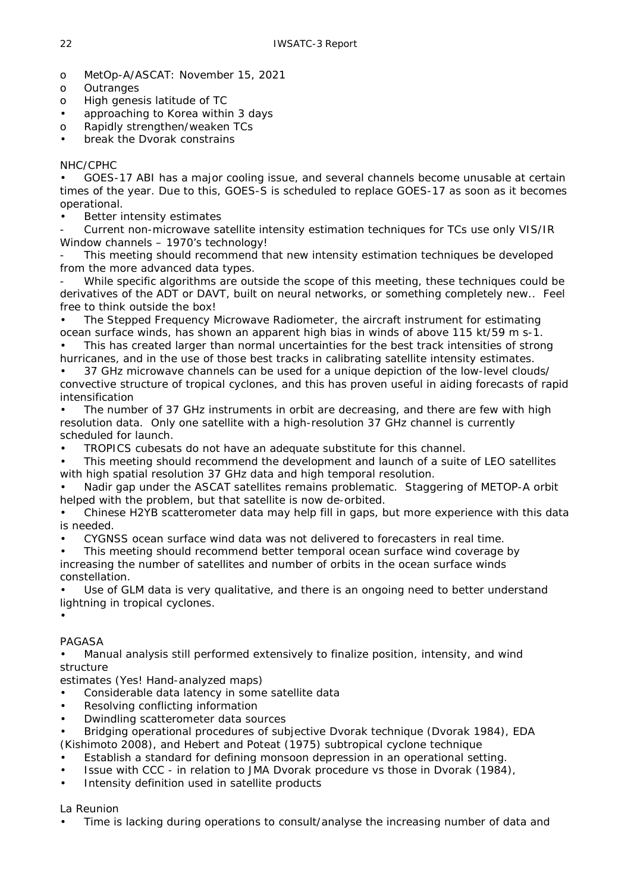- MetOp-A/ASCAT: November 15, 2021
- Outranges
- High genesis latitude of TC
  - approaching to Korea within 3 days
- Rapidly strengthen/weaken TCs
  - break the Dvorak constrains

NHC/CPHC

- GOES-17 ABI has a major cooling issue, and several channels become unusable at certain times of the year. Due to this, GOES-S is scheduled to replace GOES-17 as soon as it becomes operational.
- Better intensity estimates
  - Current non-microwave satellite intensity estimation techniques for TCs use only VIS/IR Window channels – 1970's technology!
  - This meeting should recommend that new intensity estimation techniques be developed from the more advanced data types.
  - While specific algorithms are outside the scope of this meeting, these techniques could be derivatives of the ADT or DAVT, built on neural networks, or something completely new.. Feel free to think outside the box!
- The Stepped Frequency Microwave Radiometer, the aircraft instrument for estimating ocean surface winds, has shown an apparent high bias in winds of above 115 kt/59 m $s^{-1}$.
- This has created larger than normal uncertainties for the best track intensities of strong hurricanes, and in the use of those best tracks in calibrating satellite intensity estimates.
- 37 GHz microwave channels can be used for a unique depiction of the low-level clouds/ convective structure of tropical cyclones, and this has proven useful in aiding forecasts of rapid intensification
- The number of 37 GHz instruments in orbit are decreasing, and there are few with high resolution data. Only one satellite with a high-resolution 37 GHz channel is currently scheduled for launch.
- TROPICS cubesats do not have an adequate substitute for this channel.
- This meeting should recommend the development and launch of a suite of LEO satellites with high spatial resolution 37 GHz data and high temporal resolution.
- Nadir gap under the ASCAT satellites remains problematic. Staggering of METOP-A orbit helped with the problem, but that satellite is now de-orbited.
- Chinese H2YB scatterometer data may help fill in gaps, but more experience with this data is needed.
- CYGNSS ocean surface wind data was not delivered to forecasters in real time.
- This meeting should recommend better temporal ocean surface wind coverage by increasing the number of satellites and number of orbits in the ocean surface winds constellation.
- Use of GLM data is very qualitative, and there is an ongoing need to better understand lightning in tropical cyclones.

PAGASA

- Manual analysis still performed extensively to finalize position, intensity, and wind structure
estimates (Yes! Hand-analyzed maps)
- Considerable data latency in some satellite data
- Resolving conflicting information
- Dwindling scatterometer data sources
- Bridging operational procedures of subjective Dvorak technique (Dvorak 1984), EDA (Kishimoto 2008), and Hebert and Poteat (1975) subtropical cyclone technique
- Establish a standard for defining monsoon depression in an operational setting.
- Issue with CCC - in relation to JMA Dvorak procedure vs those in Dvorak (1984),
- Intensity definition used in satellite products

La Reunion

- Time is lacking during operations to consult/analyse the increasing number of data and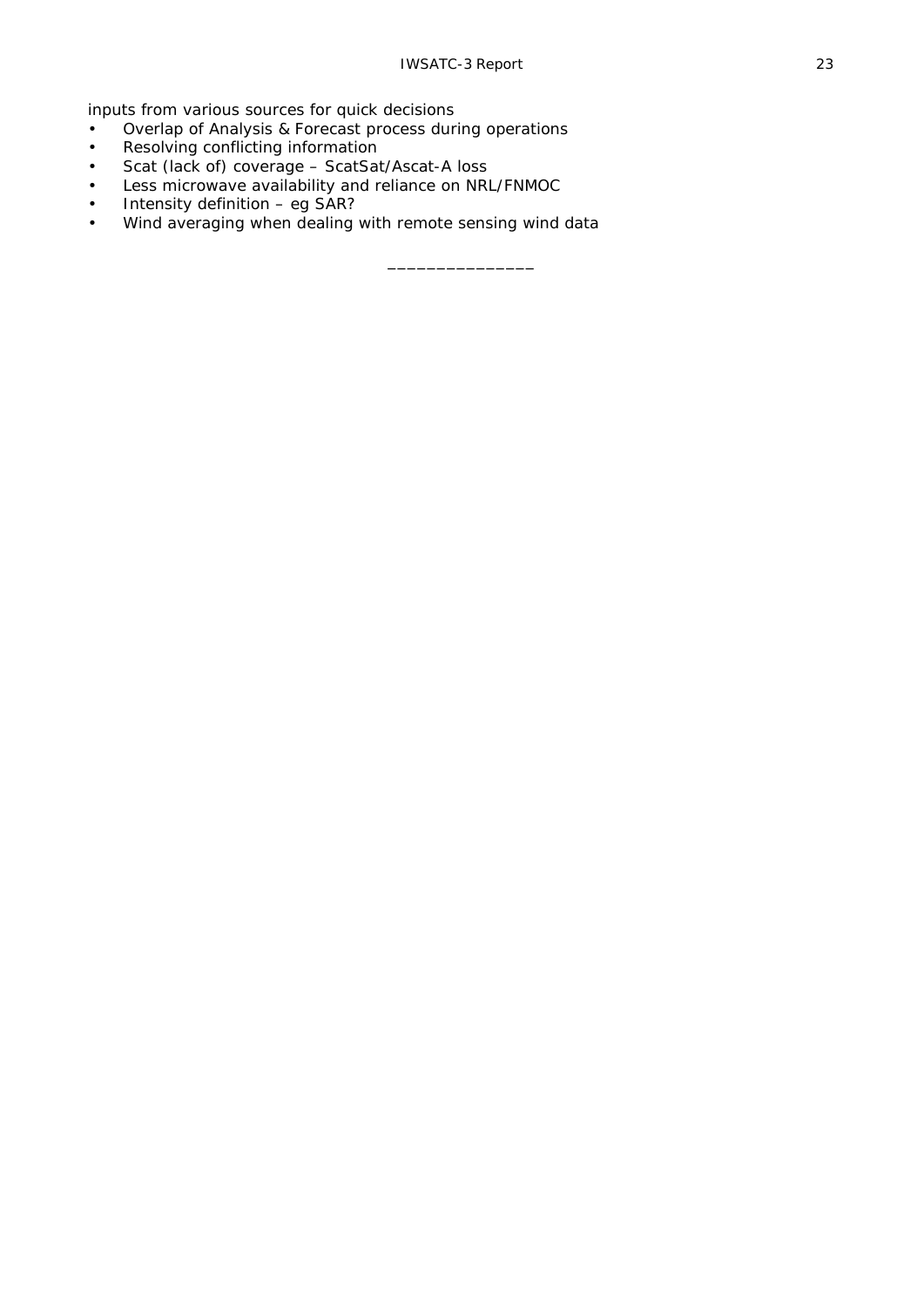inputs from various sources for quick decisions

- Overlap of Analysis & Forecast process during operations
- Resolving conflicting information
- Scat (lack of) coverage – ScatSat/Ascat-A loss
- Less microwave availability and reliance on NRL/FNMOC
- Intensity definition – eg SAR?
- Wind averaging when dealing with remote sensing wind data

_______________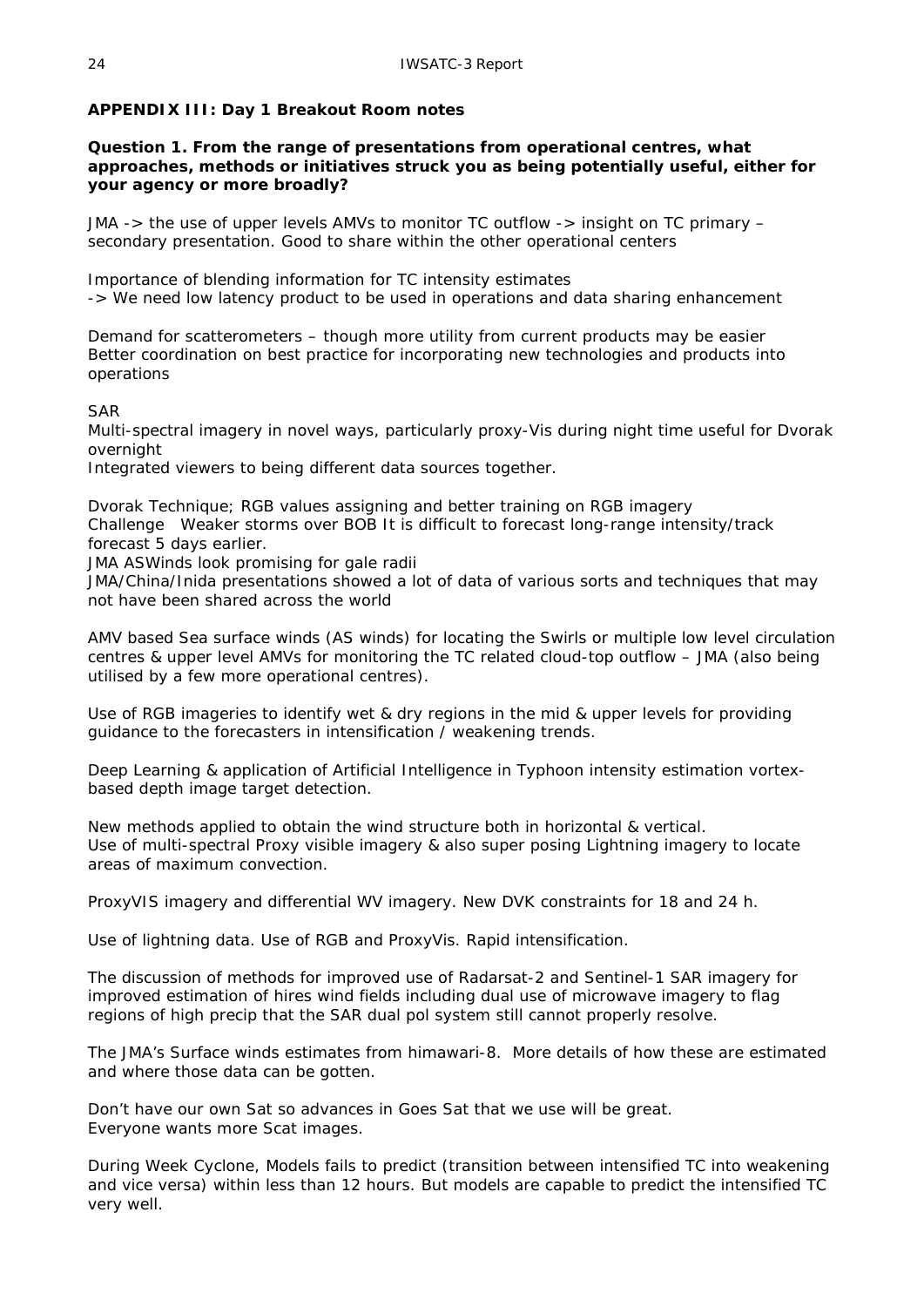## APPENDIX III: Day 1 Breakout Room notes

**Question 1. From the range of presentations from operational centres, what approaches, methods or initiatives struck you as being potentially useful, either for your agency or more broadly?**

JMA -> the use of upper levels AMVs to monitor TC outflow -> insight on TC primary – secondary presentation. Good to share within the other operational centers

Importance of blending information for TC intensity estimates
-> We need low latency product to be used in operations and data sharing enhancement

Demand for scatterometers – though more utility from current products may be easier
Better coordination on best practice for incorporating new technologies and products into operations

SAR
Multi-spectral imagery in novel ways, particularly proxy-Vis during night time useful for Dvorak overnight
Integrated viewers to being different data sources together.

Dvorak Technique; RGB values assigning and better training on RGB imagery
Challenge  Weaker storms over BOB It is difficult to forecast long-range intensity/track forecast 5 days earlier.
JMA ASWinds look promising for gale radii
JMA/China/Inida presentations showed a lot of data of various sorts and techniques that may not have been shared across the world

AMV based Sea surface winds (AS winds) for locating the Swirls or multiple low level circulation centres & upper level AMVs for monitoring the TC related cloud-top outflow – JMA (also being utilised by a few more operational centres).

Use of RGB imageries to identify wet & dry regions in the mid & upper levels for providing guidance to the forecasters in intensification / weakening trends.

Deep Learning & application of Artificial Intelligence in Typhoon intensity estimation vortex-based depth image target detection.

New methods applied to obtain the wind structure both in horizontal & vertical.
Use of multi-spectral Proxy visible imagery & also super posing Lightning imagery to locate areas of maximum convection.

ProxyVIS imagery and differential WV imagery. New DVK constraints for 18 and 24 h.

Use of lightning data. Use of RGB and ProxyVis. Rapid intensification.

The discussion of methods for improved use of Radarsat-2 and Sentinel-1 SAR imagery for improved estimation of hires wind fields including dual use of microwave imagery to flag regions of high precip that the SAR dual pol system still cannot properly resolve.

The JMA's Surface winds estimates from himawari-8. More details of how these are estimated and where those data can be gotten.

Don't have our own Sat so advances in Goes Sat that we use will be great.
Everyone wants more Scat images.

During Week Cyclone, Models fails to predict (transition between intensified TC into weakening and vice versa) within less than 12 hours. But models are capable to predict the intensified TC very well.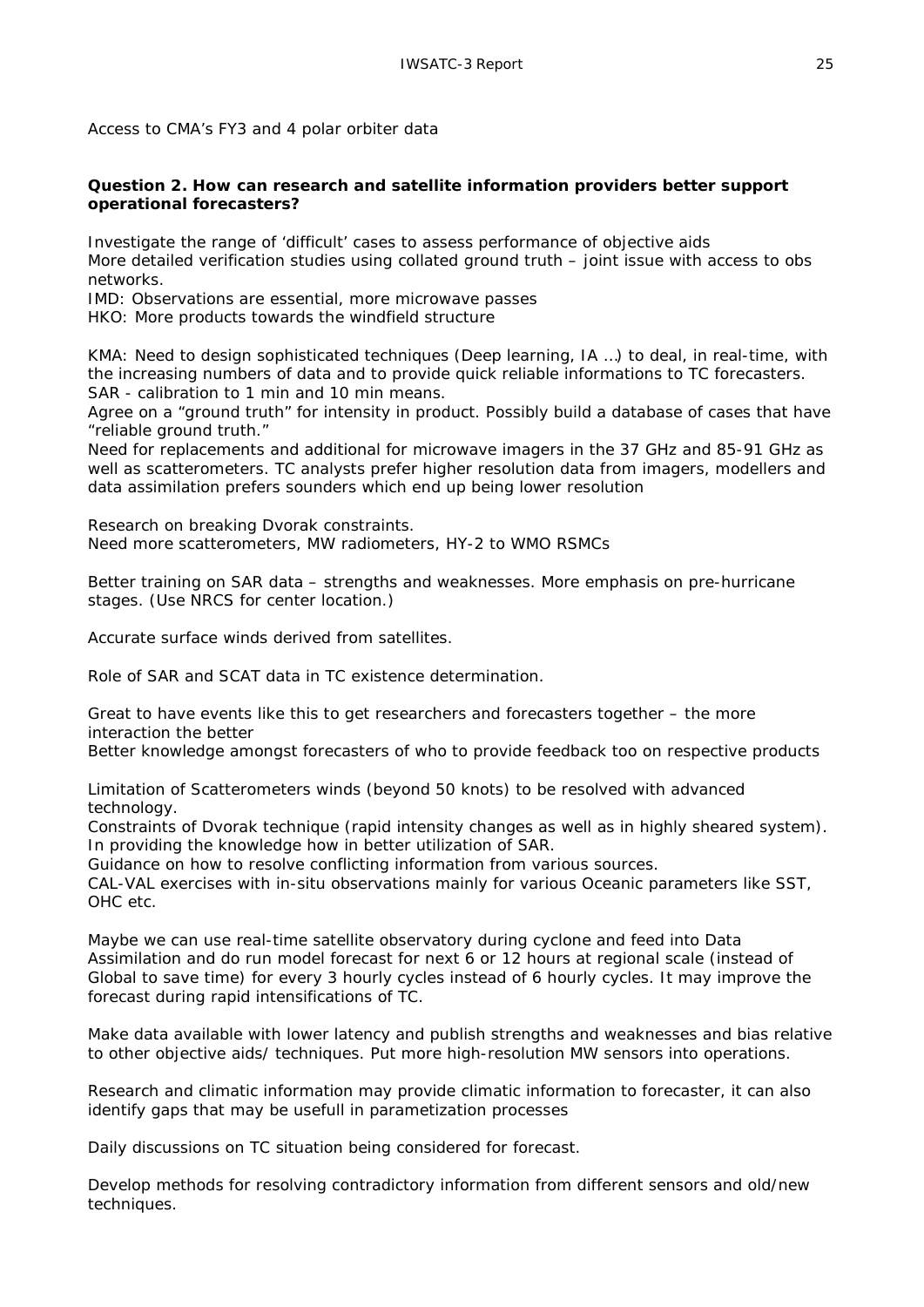Access to CMA's FY3 and 4 polar orbiter data

**Question 2. How can research and satellite information providers better support operational forecasters?**

Investigate the range of 'difficult' cases to assess performance of objective aids
More detailed verification studies using collated ground truth – joint issue with access to obs networks.
IMD: Observations are essential, more microwave passes
HKO: More products towards the windfield structure

KMA: Need to design sophisticated techniques (Deep learning, IA ...) to deal, in real-time, with the increasing numbers of data and to provide quick reliable informations to TC forecasters.
SAR - calibration to 1 min and 10 min means.
Agree on a "ground truth" for intensity in product. Possibly build a database of cases that have "reliable ground truth."
Need for replacements and additional for microwave imagers in the 37 GHz and 85-91 GHz as well as scatterometers. TC analysts prefer higher resolution data from imagers, modellers and data assimilation prefers sounders which end up being lower resolution

Research on breaking Dvorak constraints.
Need more scatterometers, MW radiometers, HY-2 to WMO RSMCs

Better training on SAR data – strengths and weaknesses. More emphasis on pre-hurricane stages. (Use NRCS for center location.)

Accurate surface winds derived from satellites.

Role of SAR and SCAT data in TC existence determination.

Great to have events like this to get researchers and forecasters together – the more interaction the better
Better knowledge amongst forecasters of who to provide feedback too on respective products

Limitation of Scatterometers winds (beyond 50 knots) to be resolved with advanced technology.
Constraints of Dvorak technique (rapid intensity changes as well as in highly sheared system).
In providing the knowledge how in better utilization of SAR.
Guidance on how to resolve conflicting information from various sources.
CAL-VAL exercises with in-situ observations mainly for various Oceanic parameters like SST, OHC etc.

Maybe we can use real-time satellite observatory during cyclone and feed into Data Assimilation and do run model forecast for next 6 or 12 hours at regional scale (instead of Global to save time) for every 3 hourly cycles instead of 6 hourly cycles. It may improve the forecast during rapid intensifications of TC.

Make data available with lower latency and publish strengths and weaknesses and bias relative to other objective aids/ techniques. Put more high-resolution MW sensors into operations.

Research and climatic information may provide climatic information to forecaster, it can also identify gaps that may be usefull in parametization processes

Daily discussions on TC situation being considered for forecast.

Develop methods for resolving contradictory information from different sensors and old/new techniques.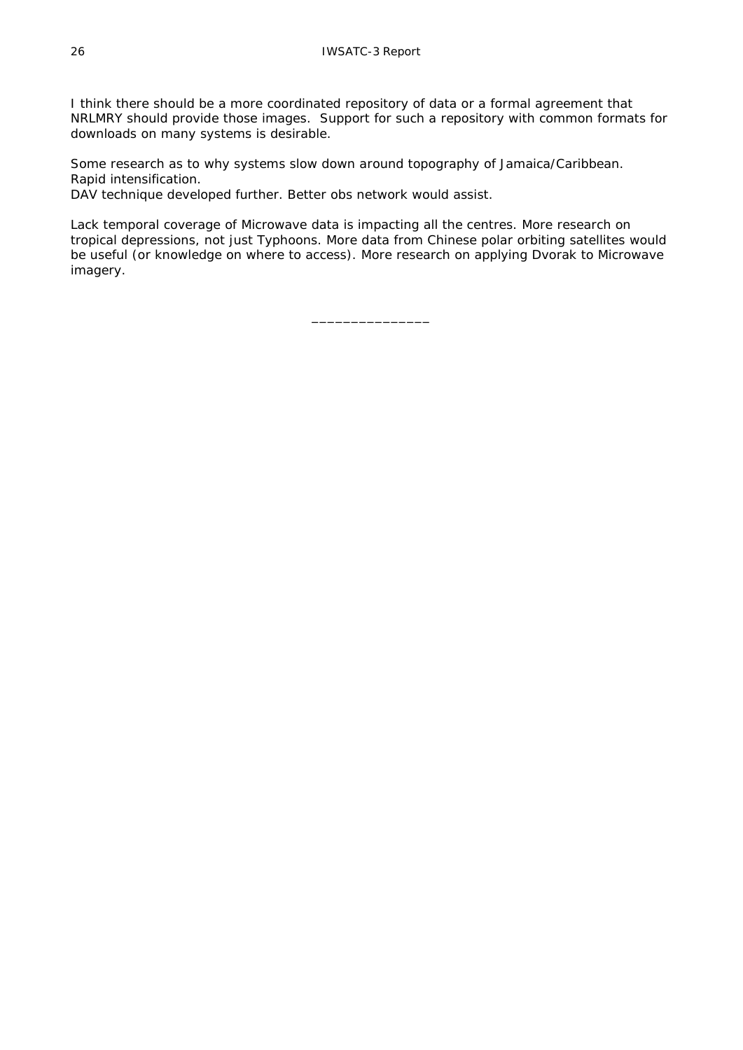I think there should be a more coordinated repository of data or a formal agreement that NRLMRY should provide those images. Support for such a repository with common formats for downloads on many systems is desirable.

Some research as to why systems slow down around topography of Jamaica/Caribbean.
Rapid intensification.
DAV technique developed further. Better obs network would assist.

Lack temporal coverage of Microwave data is impacting all the centres. More research on tropical depressions, not just Typhoons. More data from Chinese polar orbiting satellites would be useful (or knowledge on where to access). More research on applying Dvorak to Microwave imagery.

_______________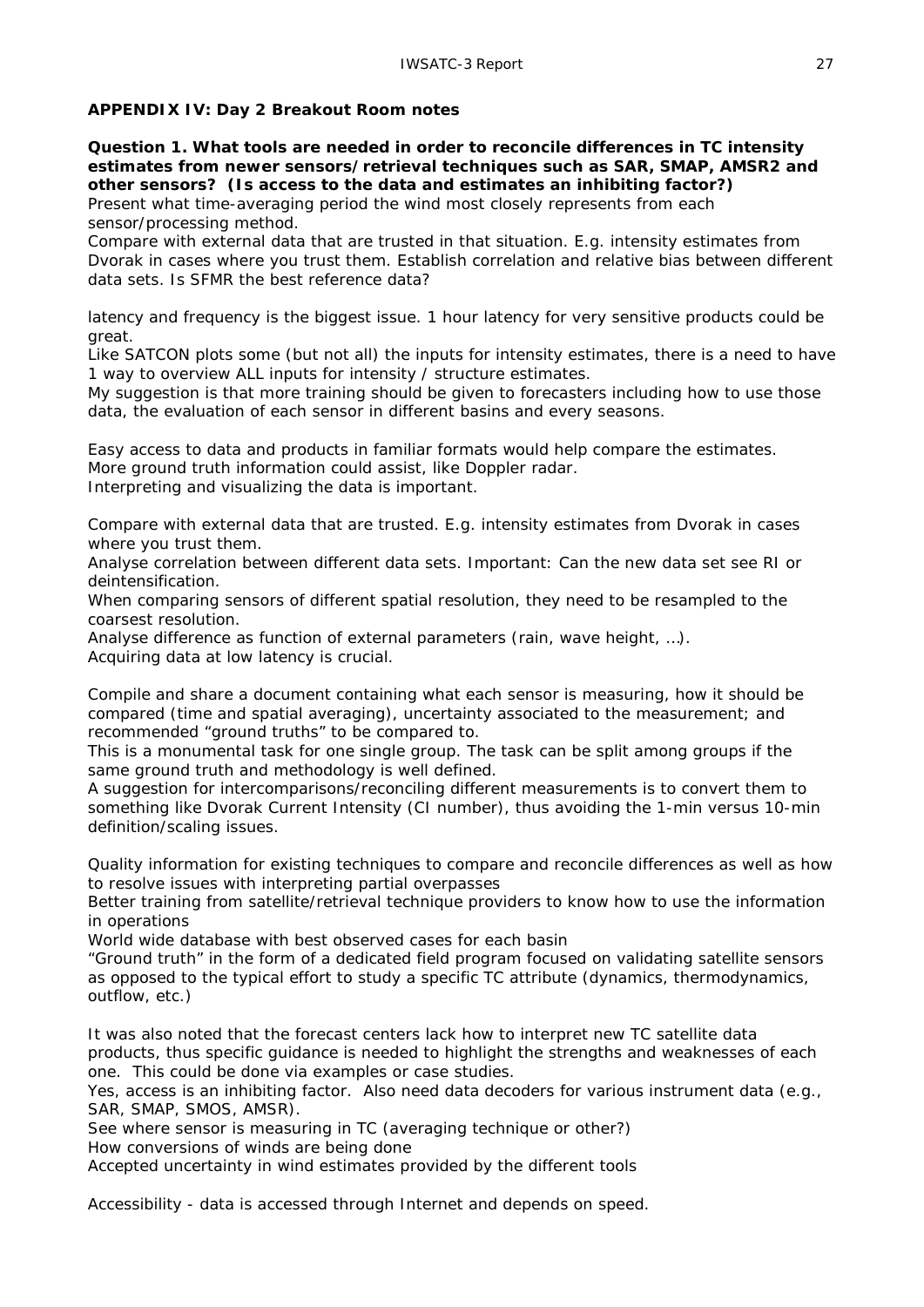## APPENDIX IV: Day 2 Breakout Room notes

**Question 1. What tools are needed in order to reconcile differences in TC intensity estimates from newer sensors/retrieval techniques such as SAR, SMAP, AMSR2 and other sensors? (Is access to the data and estimates an inhibiting factor?)**

Present what time-averaging period the wind most closely represents from each sensor/processing method.

Compare with external data that are trusted in that situation. E.g. intensity estimates from Dvorak in cases where you trust them. Establish correlation and relative bias between different data sets. Is SFMR the best reference data?

latency and frequency is the biggest issue. 1 hour latency for very sensitive products could be great.

Like SATCON plots some (but not all) the inputs for intensity estimates, there is a need to have 1 way to overview ALL inputs for intensity / structure estimates.

My suggestion is that more training should be given to forecasters including how to use those data, the evaluation of each sensor in different basins and every seasons.

Easy access to data and products in familiar formats would help compare the estimates.

More ground truth information could assist, like Doppler radar.

Interpreting and visualizing the data is important.

Compare with external data that are trusted. E.g. intensity estimates from Dvorak in cases where you trust them.

Analyse correlation between different data sets. Important: Can the new data set see RI or deintensification.

When comparing sensors of different spatial resolution, they need to be resampled to the coarsest resolution.

Analyse difference as function of external parameters (rain, wave height, …).

Acquiring data at low latency is crucial.

Compile and share a document containing what each sensor is measuring, how it should be compared (time and spatial averaging), uncertainty associated to the measurement; and recommended "ground truths" to be compared to.

This is a monumental task for one single group. The task can be split among groups if the same ground truth and methodology is well defined.

A suggestion for intercomparisons/reconciling different measurements is to convert them to something like Dvorak Current Intensity (CI number), thus avoiding the 1-min versus 10-min definition/scaling issues.

Quality information for existing techniques to compare and reconcile differences as well as how to resolve issues with interpreting partial overpasses

Better training from satellite/retrieval technique providers to know how to use the information in operations

World wide database with best observed cases for each basin

"Ground truth" in the form of a dedicated field program focused on validating satellite sensors as opposed to the typical effort to study a specific TC attribute (dynamics, thermodynamics, outflow, etc.)

It was also noted that the forecast centers lack how to interpret new TC satellite data products, thus specific guidance is needed to highlight the strengths and weaknesses of each one. This could be done via examples or case studies.

Yes, access is an inhibiting factor. Also need data decoders for various instrument data (e.g., SAR, SMAP, SMOS, AMSR).

See where sensor is measuring in TC (averaging technique or other?)

How conversions of winds are being done

Accepted uncertainty in wind estimates provided by the different tools

Accessibility - data is accessed through Internet and depends on speed.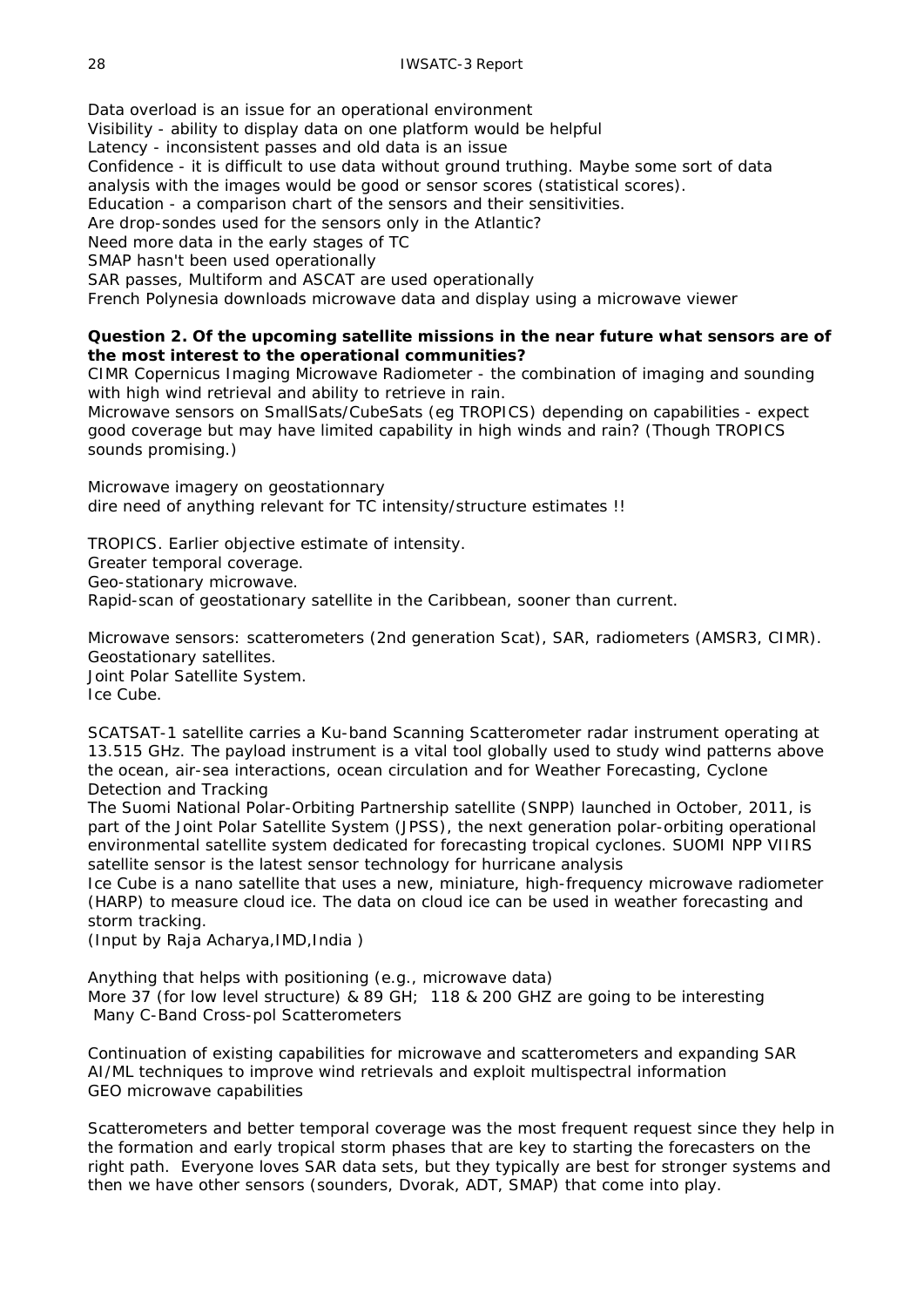Data overload is an issue for an operational environment
Visibility - ability to display data on one platform would be helpful
Latency - inconsistent passes and old data is an issue
Confidence - it is difficult to use data without ground truthing. Maybe some sort of data analysis with the images would be good or sensor scores (statistical scores).
Education - a comparison chart of the sensors and their sensitivities.
Are drop-sondes used for the sensors only in the Atlantic?
Need more data in the early stages of TC
SMAP hasn't been used operationally
SAR passes, Multiform and ASCAT are used operationally
French Polynesia downloads microwave data and display using a microwave viewer

**Question 2. Of the upcoming satellite missions in the near future what sensors are of the most interest to the operational communities?**
CIMR Copernicus Imaging Microwave Radiometer - the combination of imaging and sounding with high wind retrieval and ability to retrieve in rain.
Microwave sensors on SmallSats/CubeSats (eg TROPICS) depending on capabilities - expect good coverage but may have limited capability in high winds and rain? (Though TROPICS sounds promising.)

Microwave imagery on geostationnary
dire need of anything relevant for TC intensity/structure estimates !!

TROPICS. Earlier objective estimate of intensity.
Greater temporal coverage.
Geo-stationary microwave.
Rapid-scan of geostationary satellite in the Caribbean, sooner than current.

Microwave sensors: scatterometers (2nd generation Scat), SAR, radiometers (AMSR3, CIMR).
Geostationary satellites.
Joint Polar Satellite System.
Ice Cube.

SCATSAT-1 satellite carries a Ku-band Scanning Scatterometer radar instrument operating at 13.515 GHz. The payload instrument is a vital tool globally used to study wind patterns above the ocean, air-sea interactions, ocean circulation and for Weather Forecasting, Cyclone Detection and Tracking
The Suomi National Polar-Orbiting Partnership satellite (SNPP) launched in October, 2011, is part of the Joint Polar Satellite System (JPSS), the next generation polar-orbiting operational environmental satellite system dedicated for forecasting tropical cyclones. SUOMI NPP VIIRS satellite sensor is the latest sensor technology for hurricane analysis
Ice Cube is a nano satellite that uses a new, miniature, high-frequency microwave radiometer (HARP) to measure cloud ice. The data on cloud ice can be used in weather forecasting and storm tracking.
(Input by Raja Acharya,IMD,India )

Anything that helps with positioning (e.g., microwave data)
More 37 (for low level structure) & 89 GH; 118 & 200 GHZ are going to be interesting
Many C-Band Cross-pol Scatterometers

Continuation of existing capabilities for microwave and scatterometers and expanding SAR
AI/ML techniques to improve wind retrievals and exploit multispectral information
GEO microwave capabilities

Scatterometers and better temporal coverage was the most frequent request since they help in the formation and early tropical storm phases that are key to starting the forecasters on the right path. Everyone loves SAR data sets, but they typically are best for stronger systems and then we have other sensors (sounders, Dvorak, ADT, SMAP) that come into play.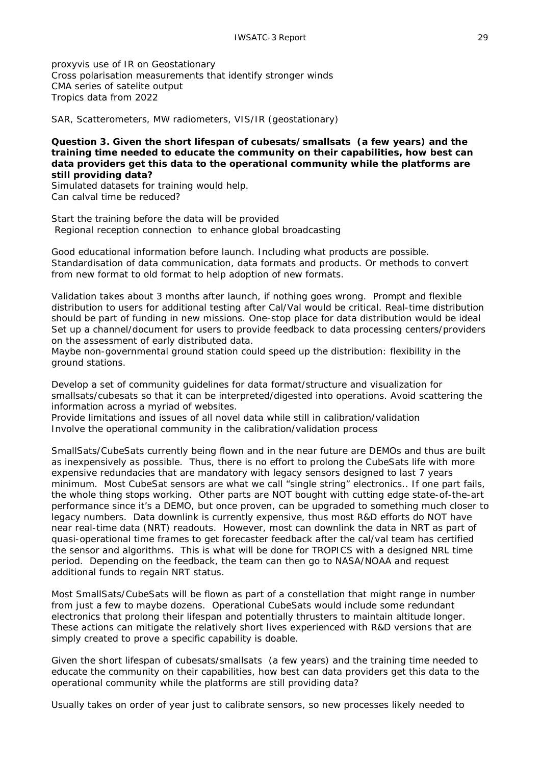proxyvis use of IR on Geostationary
Cross polarisation measurements that identify stronger winds
CMA series of satelite output
Tropics data from 2022

SAR, Scatterometers, MW radiometers, VIS/IR (geostationary)

**Question 3. Given the short lifespan of cubesats/smallsats (a few years) and the training time needed to educate the community on their capabilities, how best can data providers get this data to the operational community while the platforms are still providing data?**

Simulated datasets for training would help.
Can calval time be reduced?

Start the training before the data will be provided
Regional reception connection to enhance global broadcasting

Good educational information before launch. Including what products are possible.
Standardisation of data communication, data formats and products. Or methods to convert from new format to old format to help adoption of new formats.

Validation takes about 3 months after launch, if nothing goes wrong. Prompt and flexible distribution to users for additional testing after Cal/Val would be critical. Real-time distribution should be part of funding in new missions. One-stop place for data distribution would be ideal
Set up a channel/document for users to provide feedback to data processing centers/providers on the assessment of early distributed data.
Maybe non-governmental ground station could speed up the distribution: flexibility in the ground stations.

Develop a set of community guidelines for data format/structure and visualization for smallsats/cubesats so that it can be interpreted/digested into operations. Avoid scattering the information across a myriad of websites.
Provide limitations and issues of all novel data while still in calibration/validation
Involve the operational community in the calibration/validation process

SmallSats/CubeSats currently being flown and in the near future are DEMOs and thus are built as inexpensively as possible. Thus, there is no effort to prolong the CubeSats life with more expensive redundancies that are mandatory with legacy sensors designed to last 7 years minimum. Most CubeSat sensors are what we call "single string" electronics.. If one part fails, the whole thing stops working. Other parts are NOT bought with cutting edge state-of-the-art performance since it's a DEMO, but once proven, can be upgraded to something much closer to legacy numbers. Data downlink is currently expensive, thus most R&D efforts do NOT have near real-time data (NRT) readouts. However, most can downlink the data in NRT as part of quasi-operational time frames to get forecaster feedback after the cal/val team has certified the sensor and algorithms. This is what will be done for TROPICS with a designed NRL time period. Depending on the feedback, the team can then go to NASA/NOAA and request additional funds to regain NRT status.

Most SmallSats/CubeSats will be flown as part of a constellation that might range in number from just a few to maybe dozens. Operational CubeSats would include some redundant electronics that prolong their lifespan and potentially thrusters to maintain altitude longer. These actions can mitigate the relatively short lives experienced with R&D versions that are simply created to prove a specific capability is doable.

Given the short lifespan of cubesats/smallsats (a few years) and the training time needed to educate the community on their capabilities, how best can data providers get this data to the operational community while the platforms are still providing data?

Usually takes on order of year just to calibrate sensors, so new processes likely needed to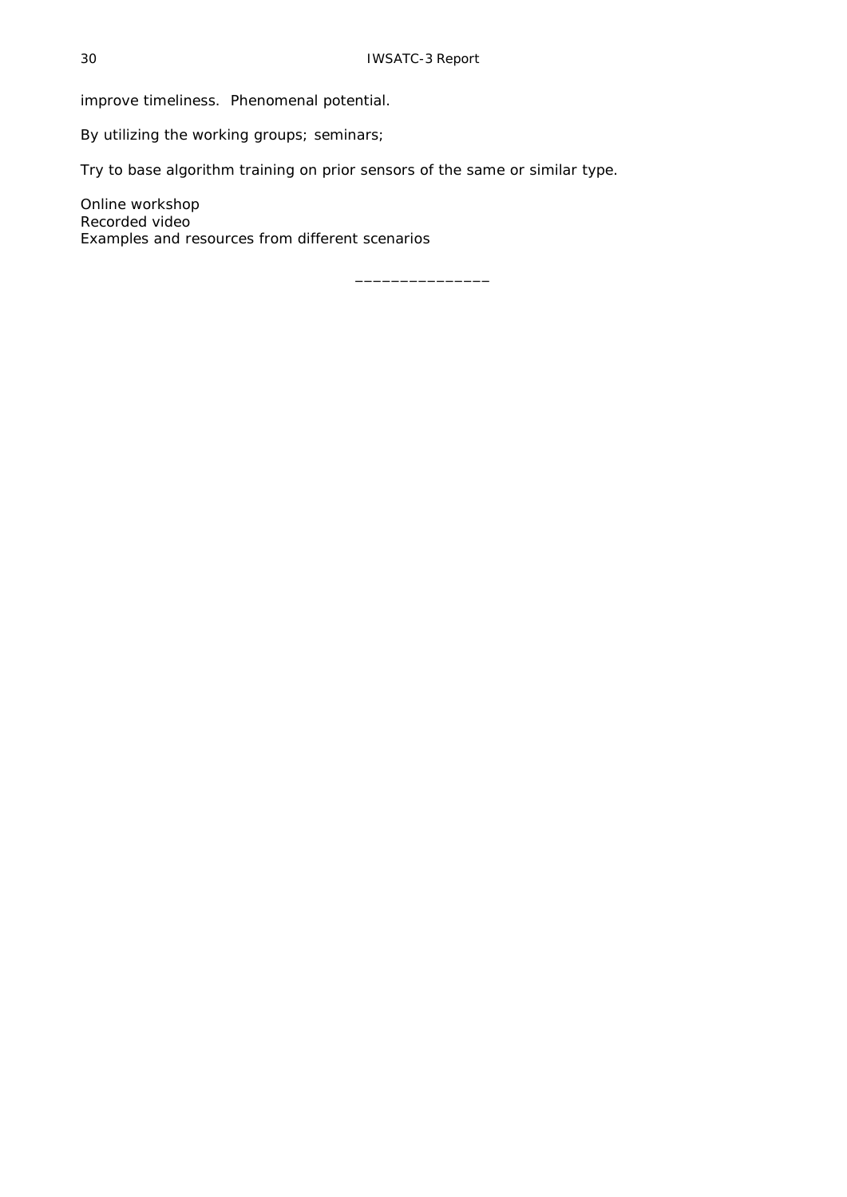improve timeliness.  Phenomenal potential.

By utilizing the working groups; seminars;

Try to base algorithm training on prior sensors of the same or similar type.

Online workshop
Recorded video
Examples and resources from different scenarios

_______________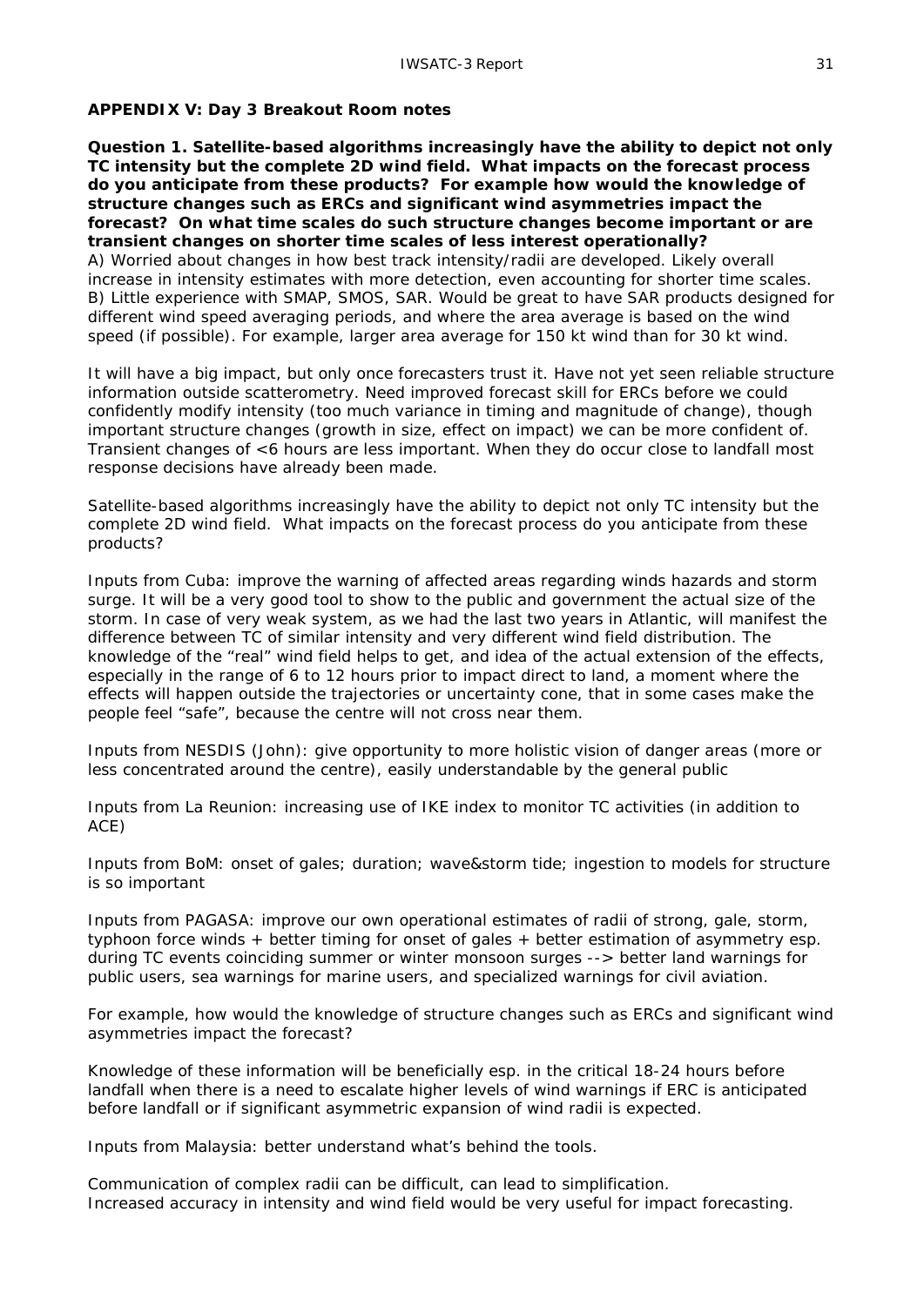## APPENDIX V: Day 3 Breakout Room notes

**Question 1. Satellite-based algorithms increasingly have the ability to depict not only TC intensity but the complete 2D wind field. What impacts on the forecast process do you anticipate from these products? For example how would the knowledge of structure changes such as ERCs and significant wind asymmetries impact the forecast? On what time scales do such structure changes become important or are transient changes on shorter time scales of less interest operationally?**

A) Worried about changes in how best track intensity/radii are developed. Likely overall increase in intensity estimates with more detection, even accounting for shorter time scales.
B) Little experience with SMAP, SMOS, SAR. Would be great to have SAR products designed for different wind speed averaging periods, and where the area average is based on the wind speed (if possible). For example, larger area average for 150 kt wind than for 30 kt wind.

It will have a big impact, but only once forecasters trust it. Have not yet seen reliable structure information outside scatterometry. Need improved forecast skill for ERCs before we could confidently modify intensity (too much variance in timing and magnitude of change), though important structure changes (growth in size, effect on impact) we can be more confident of. Transient changes of <6 hours are less important. When they do occur close to landfall most response decisions have already been made.

Satellite-based algorithms increasingly have the ability to depict not only TC intensity but the complete 2D wind field. What impacts on the forecast process do you anticipate from these products?

Inputs from Cuba: improve the warning of affected areas regarding winds hazards and storm surge. It will be a very good tool to show to the public and government the actual size of the storm. In case of very weak system, as we had the last two years in Atlantic, will manifest the difference between TC of similar intensity and very different wind field distribution. The knowledge of the "real" wind field helps to get, and idea of the actual extension of the effects, especially in the range of 6 to 12 hours prior to impact direct to land, a moment where the effects will happen outside the trajectories or uncertainty cone, that in some cases make the people feel "safe", because the centre will not cross near them.

Inputs from NESDIS (John): give opportunity to more holistic vision of danger areas (more or less concentrated around the centre), easily understandable by the general public

Inputs from La Reunion: increasing use of IKE index to monitor TC activities (in addition to ACE)

Inputs from BoM: onset of gales; duration; wave&storm tide; ingestion to models for structure is so important

Inputs from PAGASA: improve our own operational estimates of radii of strong, gale, storm, typhoon force winds + better timing for onset of gales + better estimation of asymmetry esp. during TC events coinciding summer or winter monsoon surges --> better land warnings for public users, sea warnings for marine users, and specialized warnings for civil aviation.

For example, how would the knowledge of structure changes such as ERCs and significant wind asymmetries impact the forecast?

Knowledge of these information will be beneficially esp. in the critical 18-24 hours before landfall when there is a need to escalate higher levels of wind warnings if ERC is anticipated before landfall or if significant asymmetric expansion of wind radii is expected.

Inputs from Malaysia: better understand what's behind the tools.

Communication of complex radii can be difficult, can lead to simplification.
Increased accuracy in intensity and wind field would be very useful for impact forecasting.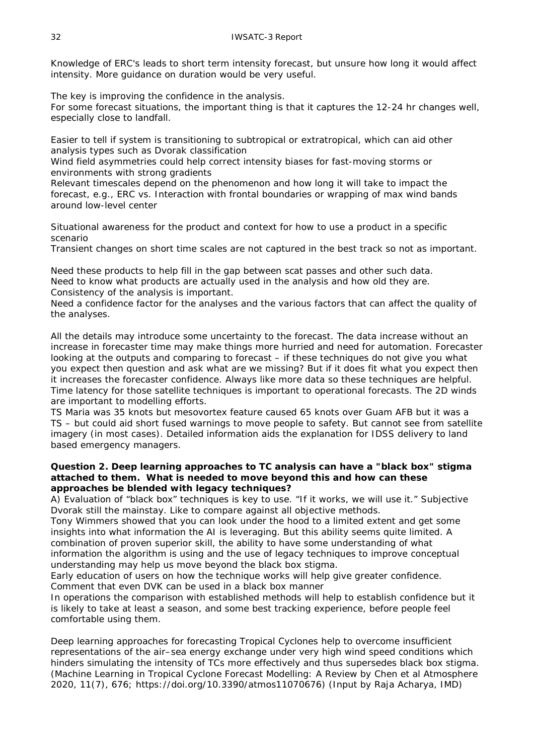Knowledge of ERC's leads to short term intensity forecast, but unsure how long it would affect intensity. More guidance on duration would be very useful.

The key is improving the confidence in the analysis.
For some forecast situations, the important thing is that it captures the 12-24 hr changes well, especially close to landfall.

Easier to tell if system is transitioning to subtropical or extratropical, which can aid other analysis types such as Dvorak classification
Wind field asymmetries could help correct intensity biases for fast-moving storms or environments with strong gradients
Relevant timescales depend on the phenomenon and how long it will take to impact the forecast, e.g., ERC vs. Interaction with frontal boundaries or wrapping of max wind bands around low-level center

Situational awareness for the product and context for how to use a product in a specific scenario
Transient changes on short time scales are not captured in the best track so not as important.

Need these products to help fill in the gap between scat passes and other such data.
Need to know what products are actually used in the analysis and how old they are.
Consistency of the analysis is important.
Need a confidence factor for the analyses and the various factors that can affect the quality of the analyses.

All the details may introduce some uncertainty to the forecast. The data increase without an increase in forecaster time may make things more hurried and need for automation. Forecaster looking at the outputs and comparing to forecast – if these techniques do not give you what you expect then question and ask what are we missing? But if it does fit what you expect then it increases the forecaster confidence. Always like more data so these techniques are helpful. Time latency for those satellite techniques is important to operational forecasts. The 2D winds are important to modelling efforts.
TS Maria was 35 knots but mesovortex feature caused 65 knots over Guam AFB but it was a TS – but could aid short fused warnings to move people to safety. But cannot see from satellite imagery (in most cases). Detailed information aids the explanation for IDSS delivery to land based emergency managers.

**Question 2. Deep learning approaches to TC analysis can have a "black box" stigma attached to them. What is needed to move beyond this and how can these approaches be blended with legacy techniques?**

A) Evaluation of "black box" techniques is key to use. "If it works, we will use it." Subjective Dvorak still the mainstay. Like to compare against all objective methods.
Tony Wimmers showed that you can look under the hood to a limited extent and get some insights into what information the AI is leveraging. But this ability seems quite limited. A combination of proven superior skill, the ability to have some understanding of what information the algorithm is using and the use of legacy techniques to improve conceptual understanding may help us move beyond the black box stigma.
Early education of users on how the technique works will help give greater confidence.
Comment that even DVK can be used in a black box manner
In operations the comparison with established methods will help to establish confidence but it is likely to take at least a season, and some best tracking experience, before people feel comfortable using them.

Deep learning approaches for forecasting Tropical Cyclones help to overcome insufficient representations of the air–sea energy exchange under very high wind speed conditions which hinders simulating the intensity of TCs more effectively and thus supersedes black box stigma. (Machine Learning in Tropical Cyclone Forecast Modelling: A Review by Chen et al Atmosphere 2020, 11(7), 676; https://doi.org/10.3390/atmos11070676) (Input by Raja Acharya, IMD)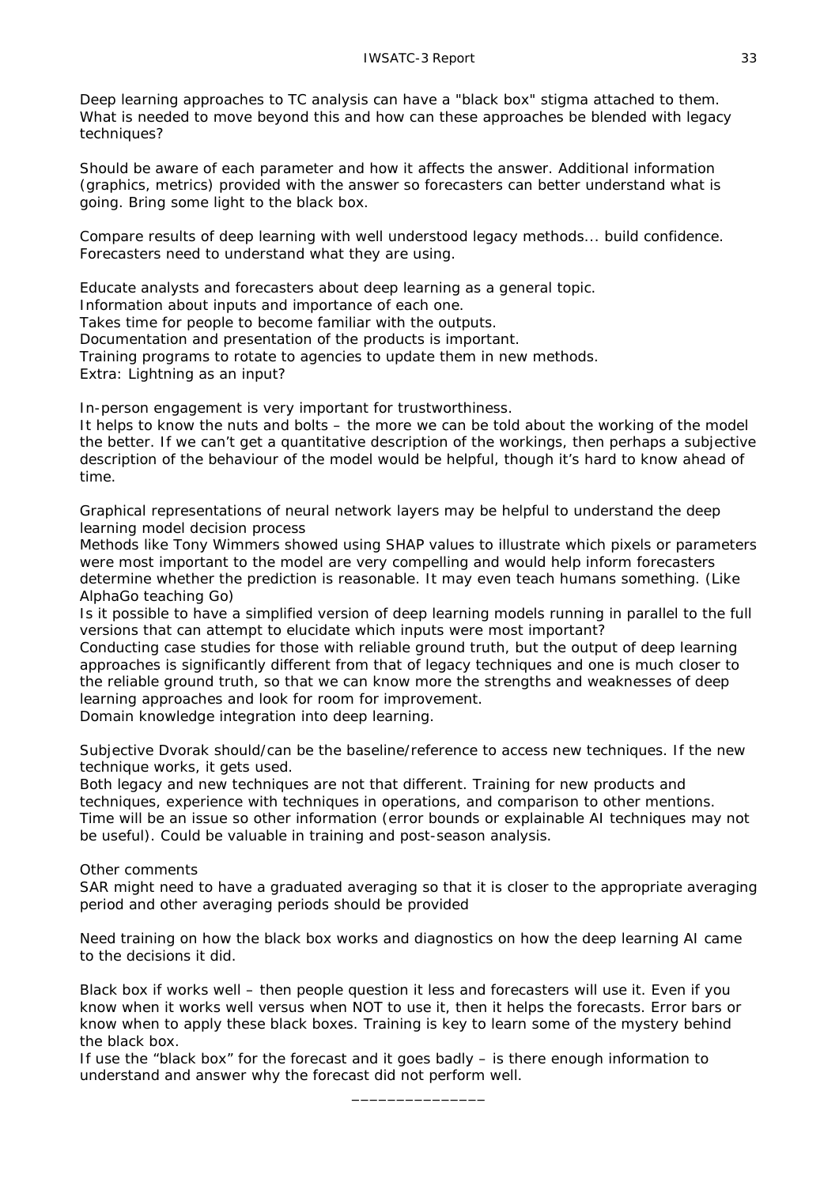Deep learning approaches to TC analysis can have a "black box" stigma attached to them. What is needed to move beyond this and how can these approaches be blended with legacy techniques?

Should be aware of each parameter and how it affects the answer. Additional information (graphics, metrics) provided with the answer so forecasters can better understand what is going. Bring some light to the black box.

Compare results of deep learning with well understood legacy methods... build confidence. Forecasters need to understand what they are using.

Educate analysts and forecasters about deep learning as a general topic.
Information about inputs and importance of each one.
Takes time for people to become familiar with the outputs.
Documentation and presentation of the products is important.
Training programs to rotate to agencies to update them in new methods.
Extra: Lightning as an input?

In-person engagement is very important for trustworthiness.
It helps to know the nuts and bolts – the more we can be told about the working of the model the better. If we can't get a quantitative description of the workings, then perhaps a subjective description of the behaviour of the model would be helpful, though it's hard to know ahead of time.

Graphical representations of neural network layers may be helpful to understand the deep learning model decision process
Methods like Tony Wimmers showed using SHAP values to illustrate which pixels or parameters were most important to the model are very compelling and would help inform forecasters determine whether the prediction is reasonable. It may even teach humans something. (Like AlphaGo teaching Go)
Is it possible to have a simplified version of deep learning models running in parallel to the full versions that can attempt to elucidate which inputs were most important?
Conducting case studies for those with reliable ground truth, but the output of deep learning approaches is significantly different from that of legacy techniques and one is much closer to the reliable ground truth, so that we can know more the strengths and weaknesses of deep learning approaches and look for room for improvement.
Domain knowledge integration into deep learning.

Subjective Dvorak should/can be the baseline/reference to access new techniques. If the new technique works, it gets used.
Both legacy and new techniques are not that different. Training for new products and techniques, experience with techniques in operations, and comparison to other mentions. Time will be an issue so other information (error bounds or explainable AI techniques may not be useful). Could be valuable in training and post-season analysis.

Other comments
SAR might need to have a graduated averaging so that it is closer to the appropriate averaging period and other averaging periods should be provided

Need training on how the black box works and diagnostics on how the deep learning AI came to the decisions it did.

Black box if works well – then people question it less and forecasters will use it. Even if you know when it works well versus when NOT to use it, then it helps the forecasts. Error bars or know when to apply these black boxes. Training is key to learn some of the mystery behind the black box.
If use the "black box" for the forecast and it goes badly – is there enough information to understand and answer why the forecast did not perform well.

\_\_\_\_\_\_\_\_\_\_\_\_\_\_\_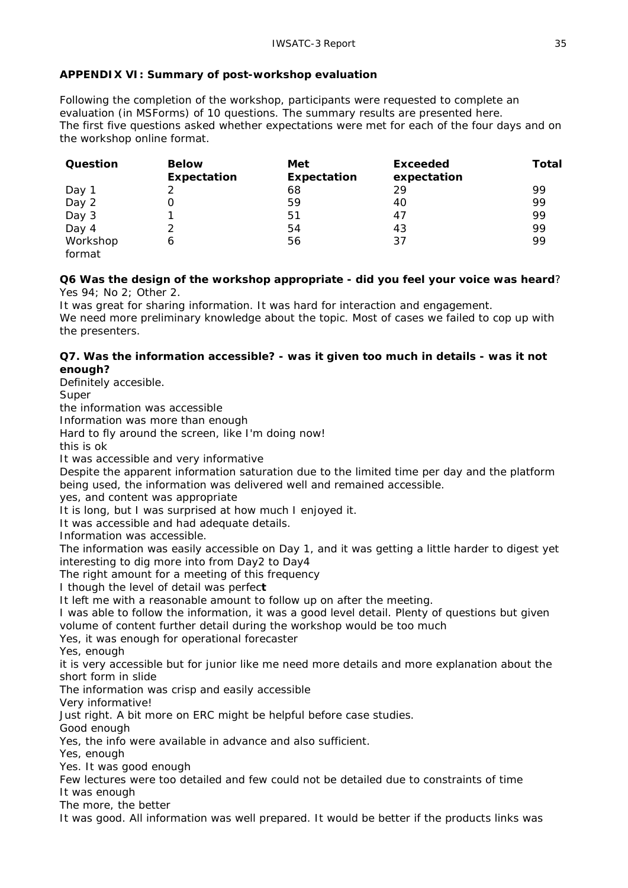## APPENDIX VI: Summary of post-workshop evaluation

Following the completion of the workshop, participants were requested to complete an evaluation (in MSForms) of 10 questions. The summary results are presented here.
The first five questions asked whether expectations were met for each of the four days and on the workshop online format.

| Question | Below Expectation | Met Expectation | Exceeded expectation | Total |
|---|---|---|---|---|
| Day 1 | 2 | 68 | 29 | 99 |
| Day 2 | 0 | 59 | 40 | 99 |
| Day 3 | 1 | 51 | 47 | 99 |
| Day 4 | 2 | 54 | 43 | 99 |
| Workshop format | 6 | 56 | 37 | 99 |

**Q6 Was the design of the workshop appropriate - did you feel your voice was heard**?
Yes 94; No 2; Other 2.
It was great for sharing information. It was hard for interaction and engagement.
We need more preliminary knowledge about the topic. Most of cases we failed to cop up with the presenters.

**Q7. Was the information accessible? - was it given too much in details - was it not enough?**
Definitely accesible.
Super
the information was accessible
Information was more than enough
Hard to fly around the screen, like I'm doing now!
this is ok
It was accessible and very informative
Despite the apparent information saturation due to the limited time per day and the platform being used, the information was delivered well and remained accessible.
yes, and content was appropriate
It is long, but I was surprised at how much I enjoyed it.
It was accessible and had adequate details.
Information was accessible.
The information was easily accessible on Day 1, and it was getting a little harder to digest yet interesting to dig more into from Day2 to Day4
The right amount for a meeting of this frequency
I though the level of detail was perfec**t**
It left me with a reasonable amount to follow up on after the meeting.
I was able to follow the information, it was a good level detail. Plenty of questions but given volume of content further detail during the workshop would be too much
Yes, it was enough for operational forecaster
Yes, enough
it is very accessible but for junior like me need more details and more explanation about the short form in slide
The information was crisp and easily accessible
Very informative!
Just right. A bit more on ERC might be helpful before case studies.
Good enough
Yes, the info were available in advance and also sufficient.
Yes, enough
Yes. It was good enough
Few lectures were too detailed and few could not be detailed due to constraints of time
It was enough
The more, the better
It was good. All information was well prepared. It would be better if the products links was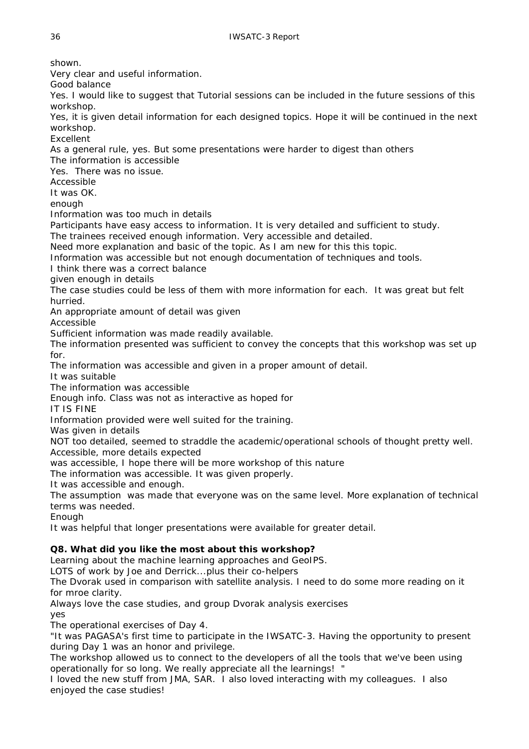shown.

Very clear and useful information.

Good balance

Yes. I would like to suggest that Tutorial sessions can be included in the future sessions of this workshop.

Yes, it is given detail information for each designed topics. Hope it will be continued in the next workshop.

Excellent

As a general rule, yes. But some presentations were harder to digest than others

The information is accessible

Yes.  There was no issue.

Accessible

It was OK.

enough

Information was too much in details

Participants have easy access to information. It is very detailed and sufficient to study.

The trainees received enough information. Very accessible and detailed.

Need more explanation and basic of the topic. As I am new for this this topic.

Information was accessible but not enough documentation of techniques and tools.

I think there was a correct balance

given enough in details

The case studies could be less of them with more information for each.  It was great but felt hurried.

An appropriate amount of detail was given

Accessible

Sufficient information was made readily available.

The information presented was sufficient to convey the concepts that this workshop was set up for.

The information was accessible and given in a proper amount of detail.

It was suitable

The information was accessible

Enough info. Class was not as interactive as hoped for

IT IS FINE

Information provided were well suited for the training.

Was given in details

NOT too detailed, seemed to straddle the academic/operational schools of thought pretty well.

Accessible, more details expected

was accessible, I hope there will be more workshop of this nature

The information was accessible. It was given properly.

It was accessible and enough.

The assumption  was made that everyone was on the same level. More explanation of technical terms was needed.

Enough

It was helpful that longer presentations were available for greater detail.

**Q8. What did you like the most about this workshop?**

Learning about the machine learning approaches and GeoIPS.

LOTS of work by Joe and Derrick...plus their co-helpers

The Dvorak used in comparison with satellite analysis. I need to do some more reading on it for mroe clarity.

Always love the case studies, and group Dvorak analysis exercises

yes

The operational exercises of Day 4.

"It was PAGASA's first time to participate in the IWSATC-3. Having the opportunity to present during Day 1 was an honor and privilege.

The workshop allowed us to connect to the developers of all the tools that we've been using operationally for so long. We really appreciate all the learnings!  "

I loved the new stuff from JMA, SAR.  I also loved interacting with my colleagues.  I also enjoyed the case studies!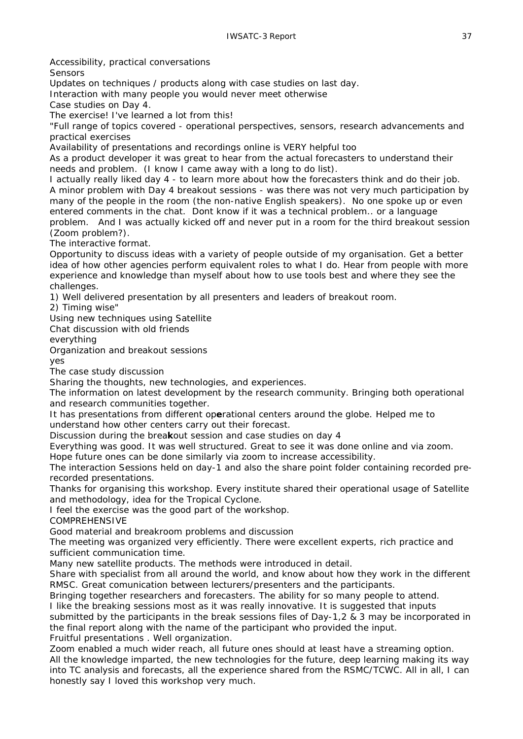Accessibility, practical conversations

Sensors

Updates on techniques / products along with case studies on last day.

Interaction with many people you would never meet otherwise

Case studies on Day 4.

The exercise! I've learned a lot from this!

"Full range of topics covered - operational perspectives, sensors, research advancements and practical exercises

Availability of presentations and recordings online is VERY helpful too

As a product developer it was great to hear from the actual forecasters to understand their needs and problem. (I know I came away with a long to do list).

I actually really liked day 4 - to learn more about how the forecasters think and do their job. A minor problem with Day 4 breakout sessions - was there was not very much participation by many of the people in the room (the non-native English speakers). No one spoke up or even entered comments in the chat. Dont know if it was a technical problem.. or a language problem. And I was actually kicked off and never put in a room for the third breakout session (Zoom problem?).

The interactive format.

Opportunity to discuss ideas with a variety of people outside of my organisation. Get a better idea of how other agencies perform equivalent roles to what I do. Hear from people with more experience and knowledge than myself about how to use tools best and where they see the challenges.

1) Well delivered presentation by all presenters and leaders of breakout room.

2) Timing wise"

Using new techniques using Satellite

Chat discussion with old friends

everything

Organization and breakout sessions

yes

The case study discussion

Sharing the thoughts, new technologies, and experiences.

The information on latest development by the research community. Bringing both operational and research communities together.

It has presentations from different op**e**rational centers around the globe. Helped me to understand how other centers carry out their forecast.

Discussion during the brea**k**out session and case studies on day 4

Everything was good. It was well structured. Great to see it was done online and via zoom. Hope future ones can be done similarly via zoom to increase accessibility.

The interaction Sessions held on day-1 and also the share point folder containing recorded pre-recorded presentations.

Thanks for organising this workshop. Every institute shared their operational usage of Satellite and methodology, idea for the Tropical Cyclone.

I feel the exercise was the good part of the workshop.

COMPREHENSIVE

Good material and breakroom problems and discussion

The meeting was organized very efficiently. There were excellent experts, rich practice and sufficient communication time.

Many new satellite products. The methods were introduced in detail.

Share with specialist from all around the world, and know about how they work in the different RMSC. Great comunication between lecturers/presenters and the participants.

Bringing together researchers and forecasters. The ability for so many people to attend.

I like the breaking sessions most as it was really innovative. It is suggested that inputs submitted by the participants in the break sessions files of Day-1,2 & 3 may be incorporated in the final report along with the name of the participant who provided the input.

Fruitful presentations . Well organization.

Zoom enabled a much wider reach, all future ones should at least have a streaming option.

All the knowledge imparted, the new technologies for the future, deep learning making its way into TC analysis and forecasts, all the experience shared from the RSMC/TCWC. All in all, I can honestly say I loved this workshop very much.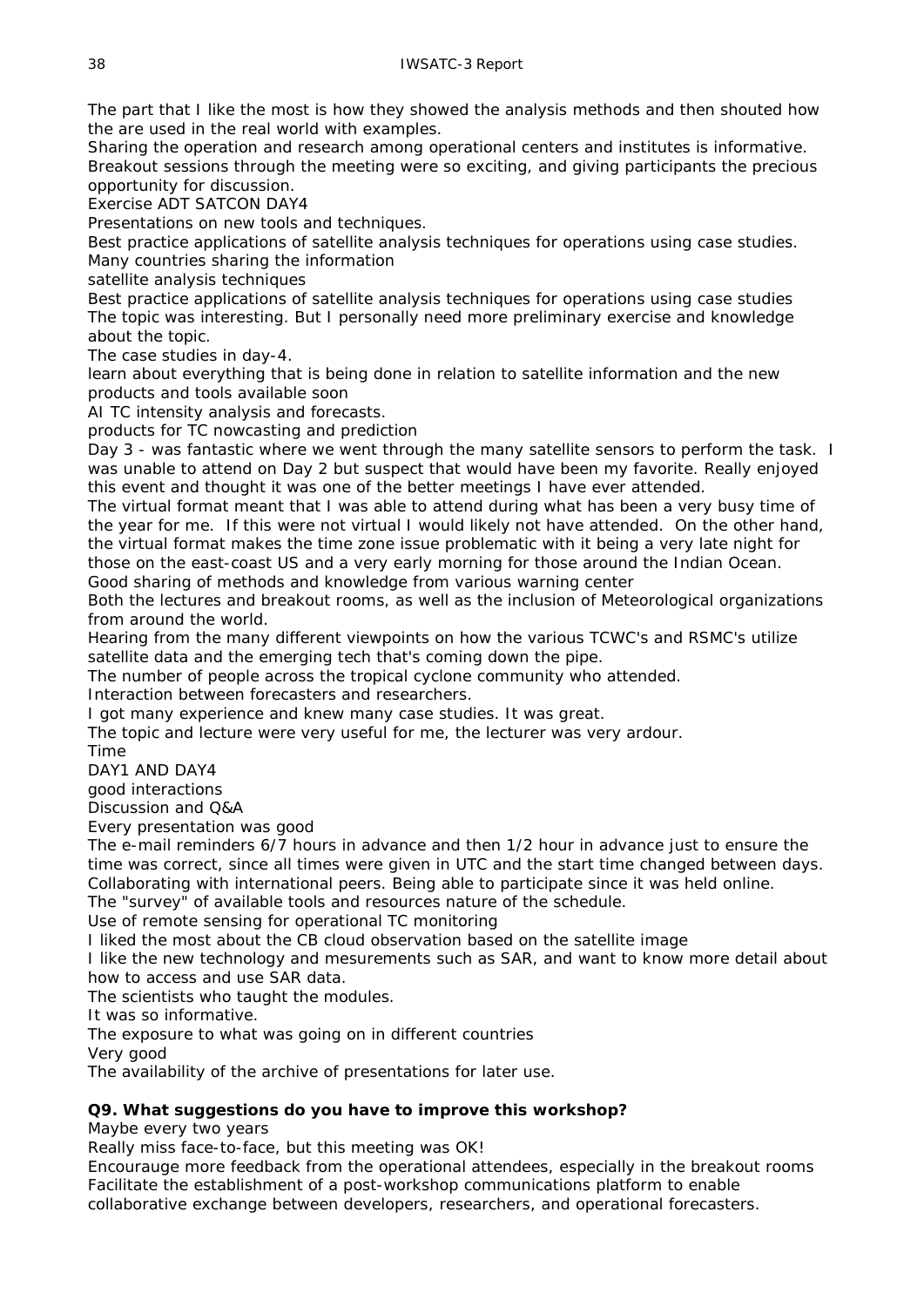The part that I like the most is how they showed the analysis methods and then shouted how the are used in the real world with examples.

Sharing the operation and research among operational centers and institutes is informative.

Breakout sessions through the meeting were so exciting, and giving participants the precious opportunity for discussion.

Exercise ADT SATCON DAY4

Presentations on new tools and techniques.

Best practice applications of satellite analysis techniques for operations using case studies.

Many countries sharing the information

satellite analysis techniques

Best practice applications of satellite analysis techniques for operations using case studies

The topic was interesting. But I personally need more preliminary exercise and knowledge about the topic.

The case studies in day-4.

learn about everything that is being done in relation to satellite information and the new products and tools available soon

AI TC intensity analysis and forecasts.

products for TC nowcasting and prediction

Day 3 - was fantastic where we went through the many satellite sensors to perform the task. I was unable to attend on Day 2 but suspect that would have been my favorite. Really enjoyed this event and thought it was one of the better meetings I have ever attended.

The virtual format meant that I was able to attend during what has been a very busy time of the year for me. If this were not virtual I would likely not have attended. On the other hand, the virtual format makes the time zone issue problematic with it being a very late night for those on the east-coast US and a very early morning for those around the Indian Ocean.

Good sharing of methods and knowledge from various warning center

Both the lectures and breakout rooms, as well as the inclusion of Meteorological organizations from around the world.

Hearing from the many different viewpoints on how the various TCWC's and RSMC's utilize satellite data and the emerging tech that's coming down the pipe.

The number of people across the tropical cyclone community who attended.

Interaction between forecasters and researchers.

I got many experience and knew many case studies. It was great.

The topic and lecture were very useful for me, the lecturer was very ardour.

Time

DAY1 AND DAY4

good interactions

Discussion and Q&A

Every presentation was good

The e-mail reminders 6/7 hours in advance and then 1/2 hour in advance just to ensure the time was correct, since all times were given in UTC and the start time changed between days.

Collaborating with international peers. Being able to participate since it was held online.

The "survey" of available tools and resources nature of the schedule.

Use of remote sensing for operational TC monitoring

I liked the most about the CB cloud observation based on the satellite image

I like the new technology and mesurements such as SAR, and want to know more detail about how to access and use SAR data.

The scientists who taught the modules.

It was so informative.

The exposure to what was going on in different countries

Very good

The availability of the archive of presentations for later use.

**Q9. What suggestions do you have to improve this workshop?**

Maybe every two years

Really miss face-to-face, but this meeting was OK!

Encourauge more feedback from the operational attendees, especially in the breakout rooms

Facilitate the establishment of a post-workshop communications platform to enable collaborative exchange between developers, researchers, and operational forecasters.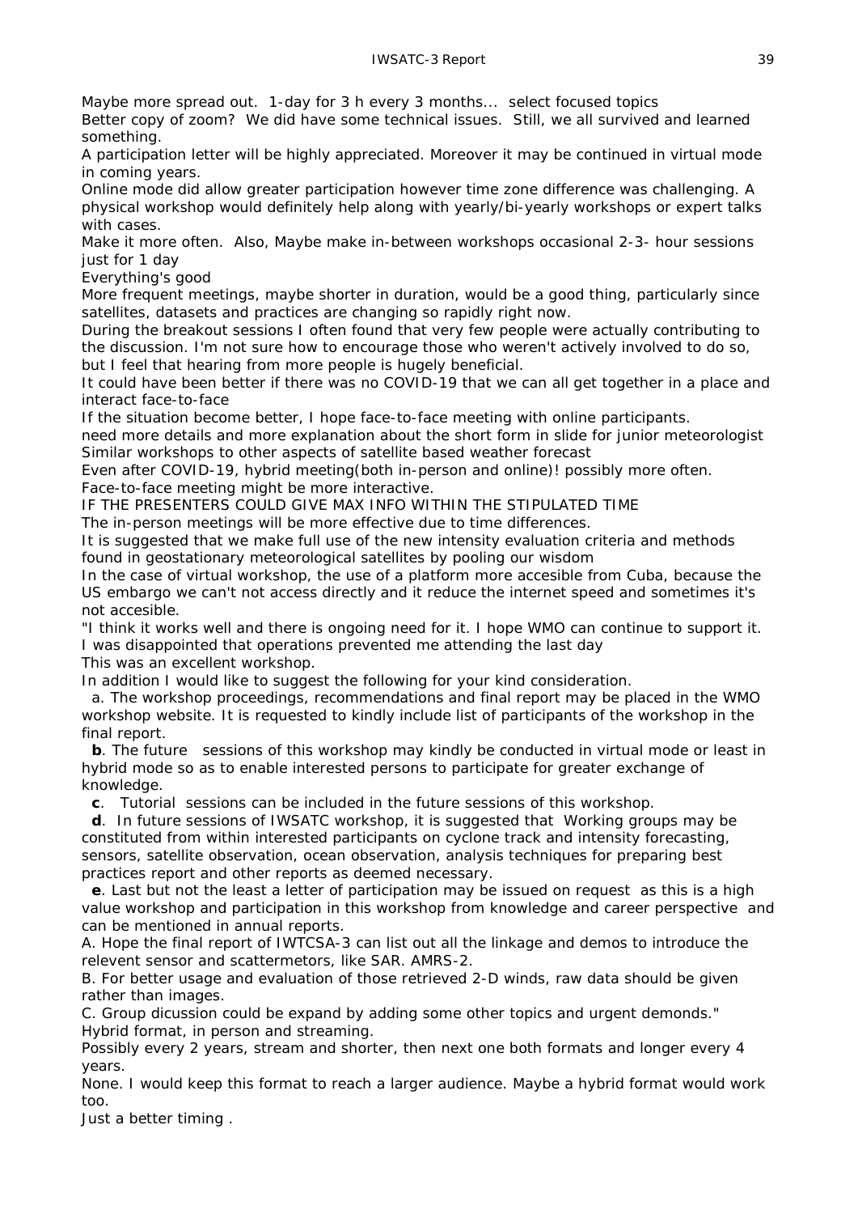Maybe more spread out. 1-day for 3 h every 3 months... select focused topics

Better copy of zoom? We did have some technical issues. Still, we all survived and learned something.

A participation letter will be highly appreciated. Moreover it may be continued in virtual mode in coming years.

Online mode did allow greater participation however time zone difference was challenging. A physical workshop would definitely help along with yearly/bi-yearly workshops or expert talks with cases.

Make it more often. Also, Maybe make in-between workshops occasional 2-3- hour sessions just for 1 day

Everything's good

More frequent meetings, maybe shorter in duration, would be a good thing, particularly since satellites, datasets and practices are changing so rapidly right now.

During the breakout sessions I often found that very few people were actually contributing to the discussion. I'm not sure how to encourage those who weren't actively involved to do so, but I feel that hearing from more people is hugely beneficial.

It could have been better if there was no COVID-19 that we can all get together in a place and interact face-to-face

If the situation become better, I hope face-to-face meeting with online participants.

need more details and more explanation about the short form in slide for junior meteorologist

Similar workshops to other aspects of satellite based weather forecast

Even after COVID-19, hybrid meeting(both in-person and online)! possibly more often.

Face-to-face meeting might be more interactive.

IF THE PRESENTERS COULD GIVE MAX INFO WITHIN THE STIPULATED TIME

The in-person meetings will be more effective due to time differences.

It is suggested that we make full use of the new intensity evaluation criteria and methods found in geostationary meteorological satellites by pooling our wisdom

In the case of virtual workshop, the use of a platform more accesible from Cuba, because the US embargo we can't not access directly and it reduce the internet speed and sometimes it's not accesible.

"I think it works well and there is ongoing need for it. I hope WMO can continue to support it. I was disappointed that operations prevented me attending the last day

This was an excellent workshop.

In addition I would like to suggest the following for your kind consideration.

a. The workshop proceedings, recommendations and final report may be placed in the WMO workshop website. It is requested to kindly include list of participants of the workshop in the final report.

**b**. The future sessions of this workshop may kindly be conducted in virtual mode or least in hybrid mode so as to enable interested persons to participate for greater exchange of knowledge.

**c**. Tutorial sessions can be included in the future sessions of this workshop.

**d**. In future sessions of IWSATC workshop, it is suggested that Working groups may be constituted from within interested participants on cyclone track and intensity forecasting, sensors, satellite observation, ocean observation, analysis techniques for preparing best practices report and other reports as deemed necessary.

**e**. Last but not the least a letter of participation may be issued on request as this is a high value workshop and participation in this workshop from knowledge and career perspective and can be mentioned in annual reports.

A. Hope the final report of IWTCSA-3 can list out all the linkage and demos to introduce the relevent sensor and scattermetors, like SAR. AMRS-2.

B. For better usage and evaluation of those retrieved 2-D winds, raw data should be given rather than images.

C. Group dicussion could be expand by adding some other topics and urgent demonds."

Hybrid format, in person and streaming.

Possibly every 2 years, stream and shorter, then next one both formats and longer every 4 years.

None. I would keep this format to reach a larger audience. Maybe a hybrid format would work too.

Just a better timing .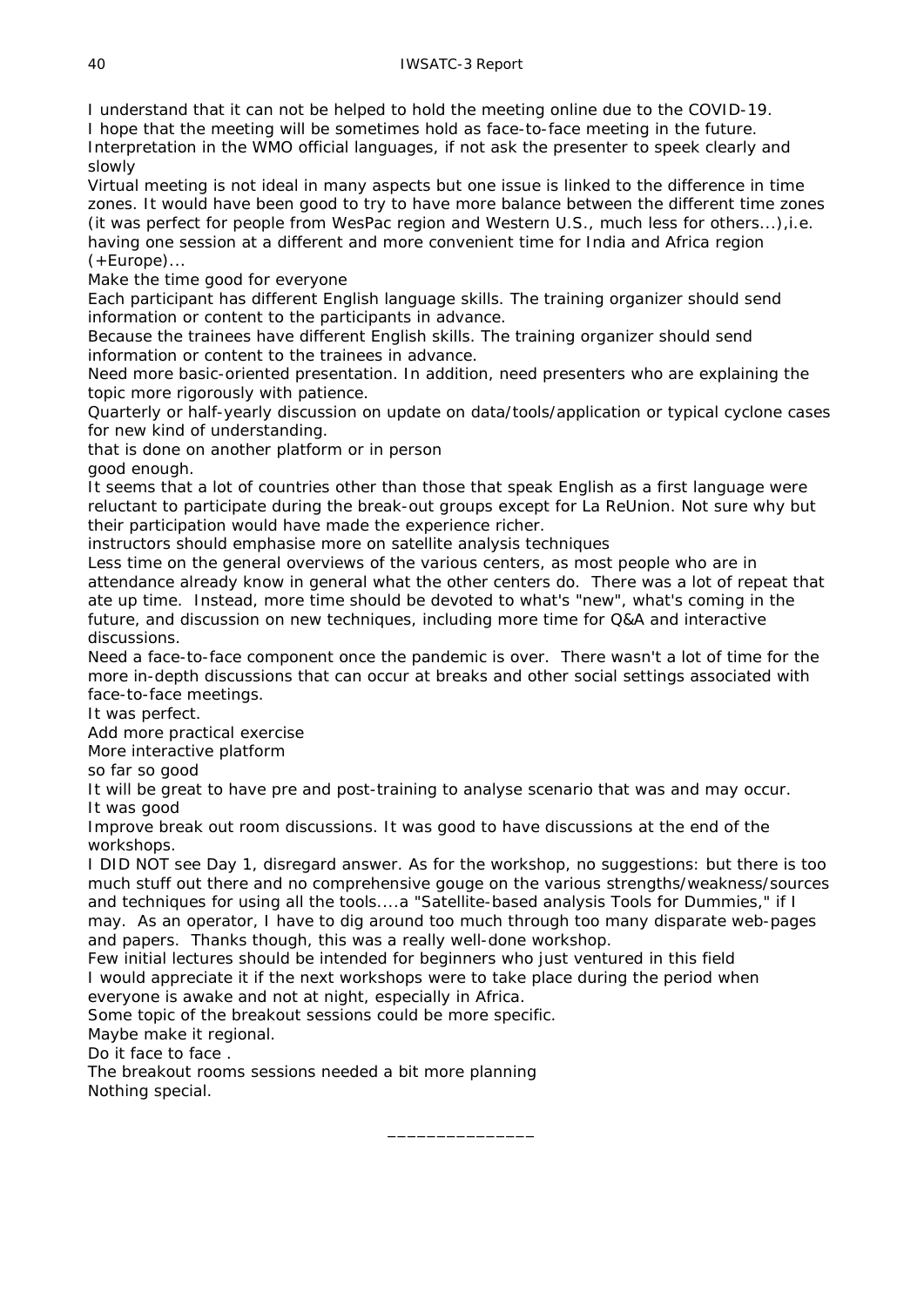I understand that it can not be helped to hold the meeting online due to the COVID-19.
I hope that the meeting will be sometimes hold as face-to-face meeting in the future.

Interpretation in the WMO official languages, if not ask the presenter to speek clearly and slowly

Virtual meeting is not ideal in many aspects but one issue is linked to the difference in time zones. It would have been good to try to have more balance between the different time zones (it was perfect for people from WesPac region and Western U.S., much less for others...),i.e. having one session at a different and more convenient time for India and Africa region (+Europe)...

Make the time good for everyone

Each participant has different English language skills. The training organizer should send information or content to the participants in advance.

Because the trainees have different English skills. The training organizer should send information or content to the trainees in advance.

Need more basic-oriented presentation. In addition, need presenters who are explaining the topic more rigorously with patience.

Quarterly or half-yearly discussion on update on data/tools/application or typical cyclone cases for new kind of understanding.

that is done on another platform or in person

good enough.

It seems that a lot of countries other than those that speak English as a first language were reluctant to participate during the break-out groups except for La ReUnion. Not sure why but their participation would have made the experience richer.

instructors should emphasise more on satellite analysis techniques

Less time on the general overviews of the various centers, as most people who are in attendance already know in general what the other centers do. There was a lot of repeat that ate up time. Instead, more time should be devoted to what's "new", what's coming in the future, and discussion on new techniques, including more time for Q&A and interactive discussions.

Need a face-to-face component once the pandemic is over. There wasn't a lot of time for the more in-depth discussions that can occur at breaks and other social settings associated with face-to-face meetings.

It was perfect.

Add more practical exercise

More interactive platform

so far so good

It will be great to have pre and post-training to analyse scenario that was and may occur.

It was good

Improve break out room discussions. It was good to have discussions at the end of the workshops.

I DID NOT see Day 1, disregard answer. As for the workshop, no suggestions: but there is too much stuff out there and no comprehensive gouge on the various strengths/weakness/sources and techniques for using all the tools....a "Satellite-based analysis Tools for Dummies," if I may. As an operator, I have to dig around too much through too many disparate web-pages and papers. Thanks though, this was a really well-done workshop.

Few initial lectures should be intended for beginners who just ventured in this field

I would appreciate it if the next workshops were to take place during the period when everyone is awake and not at night, especially in Africa.

Some topic of the breakout sessions could be more specific.

Maybe make it regional.

Do it face to face .

The breakout rooms sessions needed a bit more planning

Nothing special.

_______________